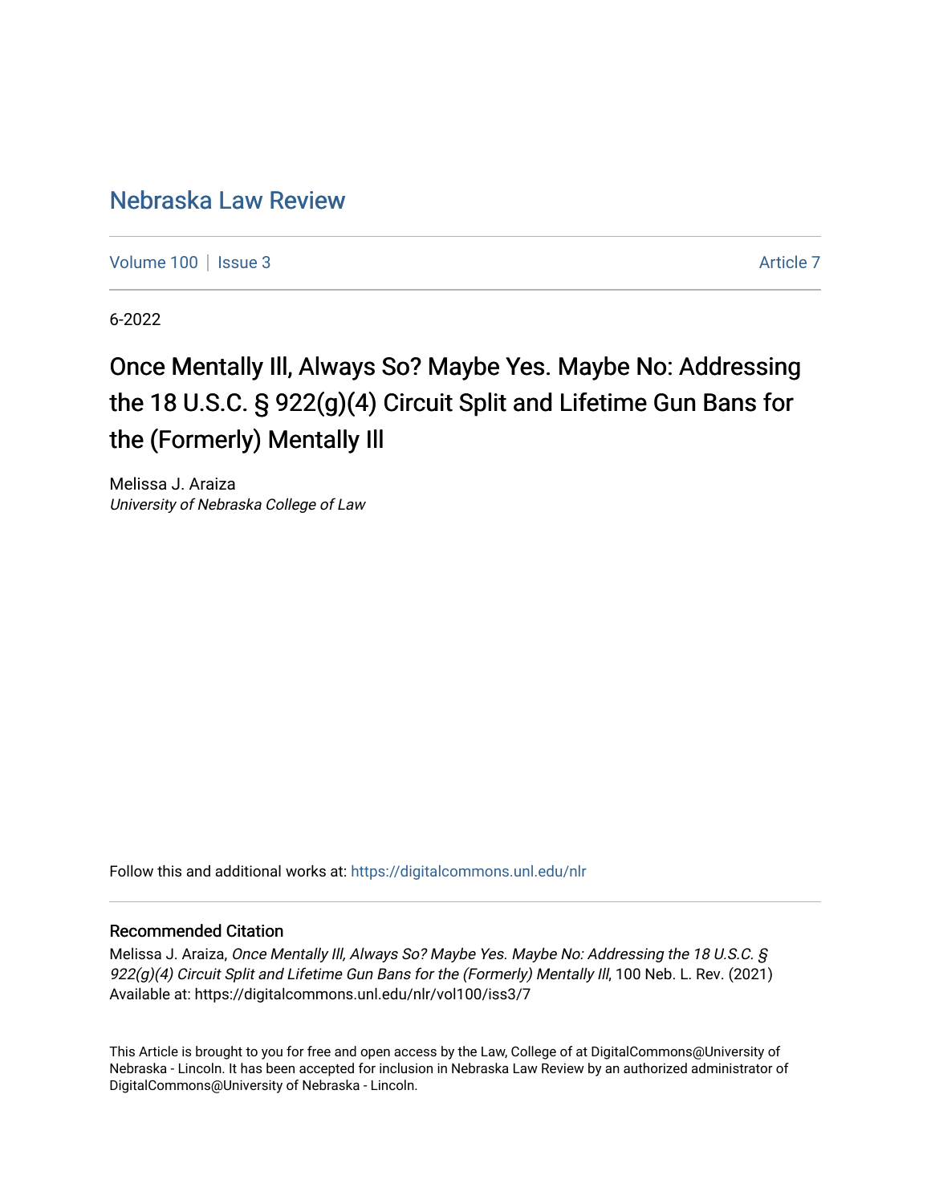# Nebraska Law Review

Volume 100 | Issue 3 Article 7

6-2022

## Once Mentally Ill, Always So? Maybe Yes. Maybe No: Addressing the 18 U.S.C. § 922(g)(4) Circuit Split and Lifetime Gun Bans for the (Formerly) Mentally Ill

Melissa J. Araiza
*University of Nebraska College of Law*

Follow this and additional works at: https://digitalcommons.unl.edu/nlr

### Recommended Citation

Melissa J. Araiza, *Once Mentally Ill, Always So? Maybe Yes. Maybe No: Addressing the 18 U.S.C. § 922(g)(4) Circuit Split and Lifetime Gun Bans for the (Formerly) Mentally Ill*, 100 Neb. L. Rev. (2021)
Available at: https://digitalcommons.unl.edu/nlr/vol100/iss3/7

This Article is brought to you for free and open access by the Law, College of at DigitalCommons@University of Nebraska - Lincoln. It has been accepted for inclusion in Nebraska Law Review by an authorized administrator of DigitalCommons@University of Nebraska - Lincoln.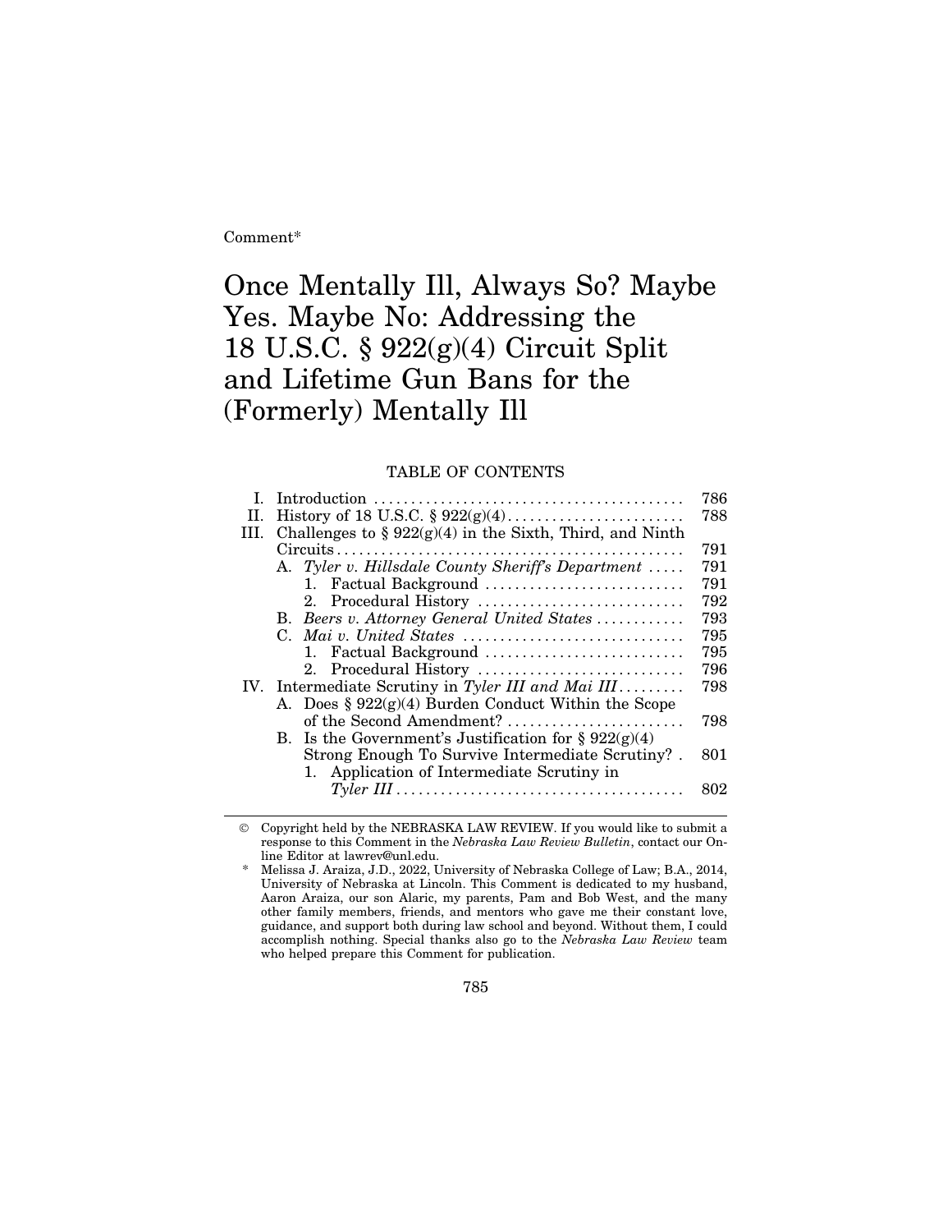Comment*

# Once Mentally Ill, Always So? Maybe Yes. Maybe No: Addressing the 18 U.S.C. § 922(g)(4) Circuit Split and Lifetime Gun Bans for the (Formerly) Mentally Ill

TABLE OF CONTENTS

| | | |
|---|---|---|
| I. | Introduction | 786 |
| II. | History of 18 U.S.C. § 922(g)(4) | 788 |
| III. | Challenges to § 922(g)(4) in the Sixth, Third, and Ninth Circuits | 791 |
| | A. *Tyler v. Hillsdale County Sheriff's Department* | 791 |
| | 1. Factual Background | 791 |
| | 2. Procedural History | 792 |
| | B. *Beers v. Attorney General United States* | 793 |
| | C. *Mai v. United States* | 795 |
| | 1. Factual Background | 795 |
| | 2. Procedural History | 796 |
| IV. | Intermediate Scrutiny in *Tyler III and Mai III* | 798 |
| | A. Does § 922(g)(4) Burden Conduct Within the Scope of the Second Amendment? | 798 |
| | B. Is the Government's Justification for § 922(g)(4) Strong Enough To Survive Intermediate Scrutiny? | 801 |
| | 1. Application of Intermediate Scrutiny in *Tyler III* | 802 |

© Copyright held by the NEBRASKA LAW REVIEW. If you would like to submit a response to this Comment in the *Nebraska Law Review Bulletin*, contact our Online Editor at lawrev@unl.edu.

\* Melissa J. Araiza, J.D., 2022, University of Nebraska College of Law; B.A., 2014, University of Nebraska at Lincoln. This Comment is dedicated to my husband, Aaron Araiza, our son Alaric, my parents, Pam and Bob West, and the many other family members, friends, and mentors who gave me their constant love, guidance, and support both during law school and beyond. Without them, I could accomplish nothing. Special thanks also go to the *Nebraska Law Review* team who helped prepare this Comment for publication.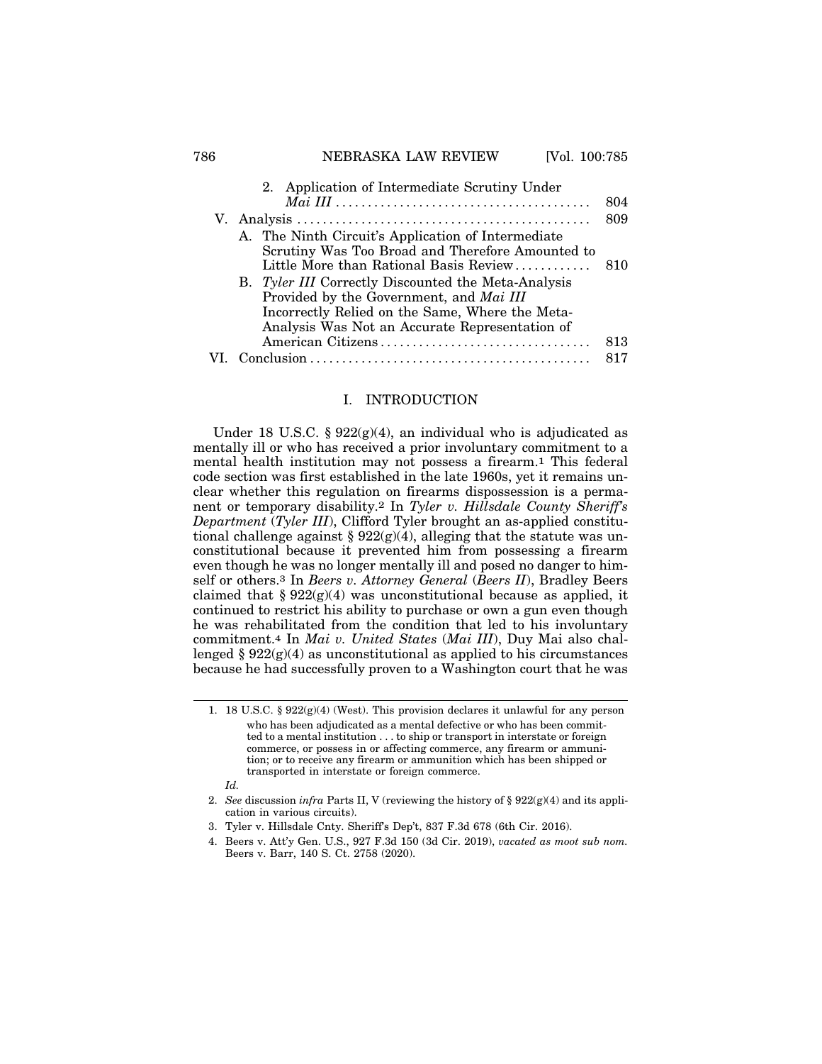2. Application of Intermediate Scrutiny Under *Mai III* ........................................ 804

V. Analysis ............................................ 809

A. The Ninth Circuit's Application of Intermediate Scrutiny Was Too Broad and Therefore Amounted to Little More than Rational Basis Review ............ 810

B. *Tyler III* Correctly Discounted the Meta-Analysis Provided by the Government, and *Mai III* Incorrectly Relied on the Same, Where the Meta-Analysis Was Not an Accurate Representation of American Citizens ................................ 813

VI. Conclusion ........................................... 817

## I. INTRODUCTION

Under 18 U.S.C. § 922(g)(4), an individual who is adjudicated as mentally ill or who has received a prior involuntary commitment to a mental health institution may not possess a firearm.[1] This federal code section was first established in the late 1960s, yet it remains unclear whether this regulation on firearms dispossession is a permanent or temporary disability.[2] In *Tyler v. Hillsdale County Sheriff's Department* (*Tyler III*), Clifford Tyler brought an as-applied constitutional challenge against § 922(g)(4), alleging that the statute was unconstitutional because it prevented him from possessing a firearm even though he was no longer mentally ill and posed no danger to himself or others.[3] In *Beers v. Attorney General* (*Beers II*), Bradley Beers claimed that § 922(g)(4) was unconstitutional because as applied, it continued to restrict his ability to purchase or own a gun even though he was rehabilitated from the condition that led to his involuntary commitment.[4] In *Mai v. United States* (*Mai III*), Duy Mai also challenged § 922(g)(4) as unconstitutional as applied to his circumstances because he had successfully proven to a Washington court that he was

---

1. 18 U.S.C. § 922(g)(4) (West). This provision declares it unlawful for any person

   > who has been adjudicated as a mental defective or who has been committed to a mental institution . . . to ship or transport in interstate or foreign commerce, or possess in or affecting commerce, any firearm or ammunition; or to receive any firearm or ammunition which has been shipped or transported in interstate or foreign commerce.

   *Id.*

2. *See* discussion *infra* Parts II, V (reviewing the history of § 922(g)(4) and its application in various circuits).

3. Tyler v. Hillsdale Cnty. Sheriff's Dep't, 837 F.3d 678 (6th Cir. 2016).

4. Beers v. Att'y Gen. U.S., 927 F.3d 150 (3d Cir. 2019), *vacated as moot sub nom.* Beers v. Barr, 140 S. Ct. 2758 (2020).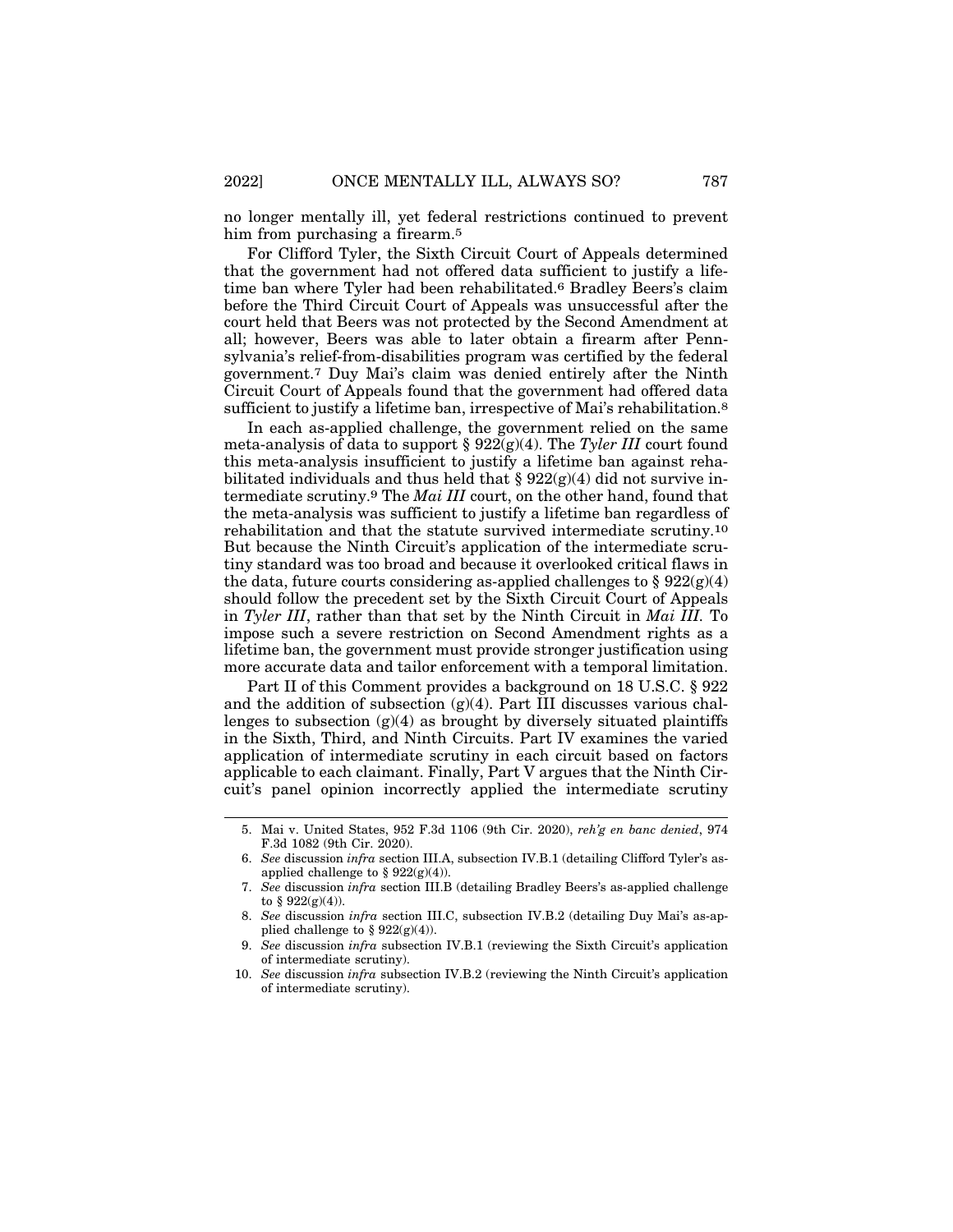no longer mentally ill, yet federal restrictions continued to prevent him from purchasing a firearm.[5]

For Clifford Tyler, the Sixth Circuit Court of Appeals determined that the government had not offered data sufficient to justify a lifetime ban where Tyler had been rehabilitated.[6] Bradley Beers's claim before the Third Circuit Court of Appeals was unsuccessful after the court held that Beers was not protected by the Second Amendment at all; however, Beers was able to later obtain a firearm after Pennsylvania's relief-from-disabilities program was certified by the federal government.[7] Duy Mai's claim was denied entirely after the Ninth Circuit Court of Appeals found that the government had offered data sufficient to justify a lifetime ban, irrespective of Mai's rehabilitation.[8]

In each as-applied challenge, the government relied on the same meta-analysis of data to support § 922(g)(4). The *Tyler III* court found this meta-analysis insufficient to justify a lifetime ban against rehabilitated individuals and thus held that § 922(g)(4) did not survive intermediate scrutiny.[9] The *Mai III* court, on the other hand, found that the meta-analysis was sufficient to justify a lifetime ban regardless of rehabilitation and that the statute survived intermediate scrutiny.[10] But because the Ninth Circuit's application of the intermediate scrutiny standard was too broad and because it overlooked critical flaws in the data, future courts considering as-applied challenges to § 922(g)(4) should follow the precedent set by the Sixth Circuit Court of Appeals in *Tyler III*, rather than that set by the Ninth Circuit in *Mai III.* To impose such a severe restriction on Second Amendment rights as a lifetime ban, the government must provide stronger justification using more accurate data and tailor enforcement with a temporal limitation.

Part II of this Comment provides a background on 18 U.S.C. § 922 and the addition of subsection (g)(4). Part III discusses various challenges to subsection (g)(4) as brought by diversely situated plaintiffs in the Sixth, Third, and Ninth Circuits. Part IV examines the varied application of intermediate scrutiny in each circuit based on factors applicable to each claimant. Finally, Part V argues that the Ninth Circuit's panel opinion incorrectly applied the intermediate scrutiny

---

5. Mai v. United States, 952 F.3d 1106 (9th Cir. 2020), *reh'g en banc denied*, 974 F.3d 1082 (9th Cir. 2020).

6. *See* discussion *infra* section III.A, subsection IV.B.1 (detailing Clifford Tyler's as-applied challenge to § 922(g)(4)).

7. *See* discussion *infra* section III.B (detailing Bradley Beers's as-applied challenge to § 922(g)(4)).

8. *See* discussion *infra* section III.C, subsection IV.B.2 (detailing Duy Mai's as-applied challenge to § 922(g)(4)).

9. *See* discussion *infra* subsection IV.B.1 (reviewing the Sixth Circuit's application of intermediate scrutiny).

10. *See* discussion *infra* subsection IV.B.2 (reviewing the Ninth Circuit's application of intermediate scrutiny).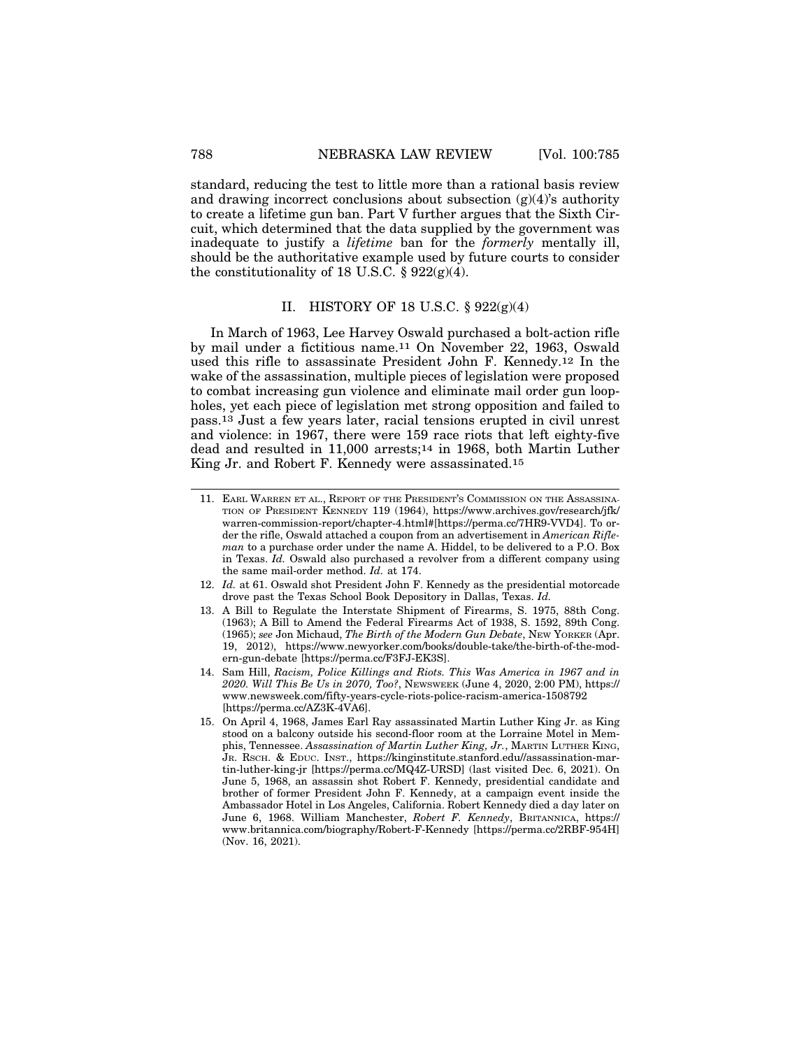standard, reducing the test to little more than a rational basis review and drawing incorrect conclusions about subsection (g)(4)'s authority to create a lifetime gun ban. Part V further argues that the Sixth Circuit, which determined that the data supplied by the government was inadequate to justify a *lifetime* ban for the *formerly* mentally ill, should be the authoritative example used by future courts to consider the constitutionality of 18 U.S.C. § 922(g)(4).

## II. HISTORY OF 18 U.S.C. § 922(g)(4)

In March of 1963, Lee Harvey Oswald purchased a bolt-action rifle by mail under a fictitious name.[11] On November 22, 1963, Oswald used this rifle to assassinate President John F. Kennedy.[12] In the wake of the assassination, multiple pieces of legislation were proposed to combat increasing gun violence and eliminate mail order gun loopholes, yet each piece of legislation met strong opposition and failed to pass.[13] Just a few years later, racial tensions erupted in civil unrest and violence: in 1967, there were 159 race riots that left eighty-five dead and resulted in 11,000 arrests;[14] in 1968, both Martin Luther King Jr. and Robert F. Kennedy were assassinated.[15]

---

11. EARL WARREN ET AL., REPORT OF THE PRESIDENT'S COMMISSION ON THE ASSASSINATION OF PRESIDENT KENNEDY 119 (1964), https://www.archives.gov/research/jfk/warren-commission-report/chapter-4.html#[https://perma.cc/7HR9-VVD4]. To order the rifle, Oswald attached a coupon from an advertisement in *American Rifleman* to a purchase order under the name A. Hiddel, to be delivered to a P.O. Box in Texas. *Id.* Oswald also purchased a revolver from a different company using the same mail-order method. *Id.* at 174.
12. *Id.* at 61. Oswald shot President John F. Kennedy as the presidential motorcade drove past the Texas School Book Depository in Dallas, Texas. *Id.*
13. A Bill to Regulate the Interstate Shipment of Firearms, S. 1975, 88th Cong. (1963); A Bill to Amend the Federal Firearms Act of 1938, S. 1592, 89th Cong. (1965); *see* Jon Michaud, *The Birth of the Modern Gun Debate*, NEW YORKER (Apr. 19, 2012), https://www.newyorker.com/books/double-take/the-birth-of-the-modern-gun-debate [https://perma.cc/F3FJ-EK3S].
14. Sam Hill, *Racism, Police Killings and Riots. This Was America in 1967 and in 2020. Will This Be Us in 2070, Too?*, NEWSWEEK (June 4, 2020, 2:00 PM), https://www.newsweek.com/fifty-years-cycle-riots-police-racism-america-1508792 [https://perma.cc/AZ3K-4VA6].
15. On April 4, 1968, James Earl Ray assassinated Martin Luther King Jr. as King stood on a balcony outside his second-floor room at the Lorraine Motel in Memphis, Tennessee. *Assassination of Martin Luther King, Jr.*, MARTIN LUTHER KING, JR. RSCH. & EDUC. INST., https://kinginstitute.stanford.edu//assassination-martin-luther-king-jr [https://perma.cc/MQ4Z-URSD] (last visited Dec. 6, 2021). On June 5, 1968, an assassin shot Robert F. Kennedy, presidential candidate and brother of former President John F. Kennedy, at a campaign event inside the Ambassador Hotel in Los Angeles, California. Robert Kennedy died a day later on June 6, 1968. William Manchester, *Robert F. Kennedy*, BRITANNICA, https://www.britannica.com/biography/Robert-F-Kennedy [https://perma.cc/2RBF-954H] (Nov. 16, 2021).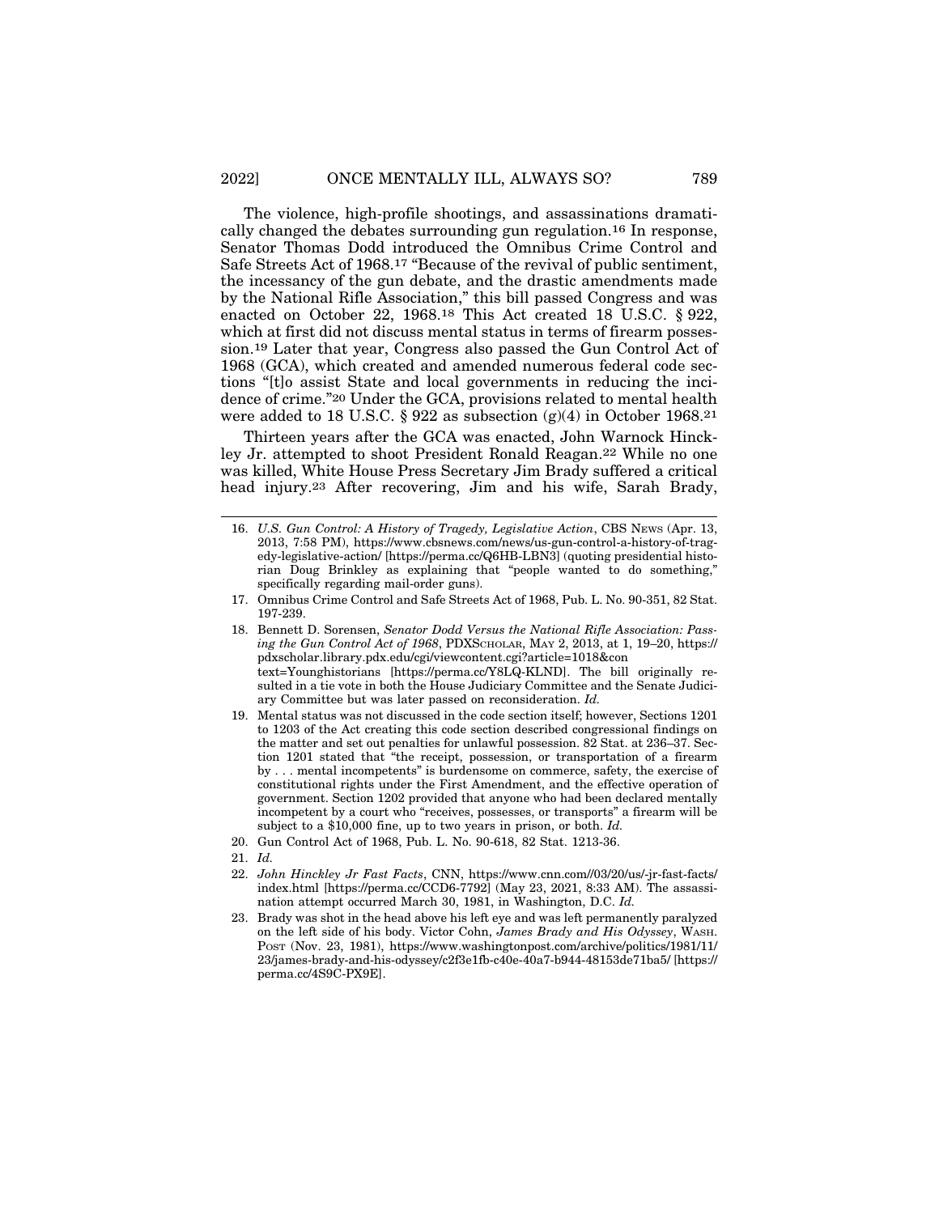The violence, high-profile shootings, and assassinations dramatically changed the debates surrounding gun regulation.[16] In response, Senator Thomas Dodd introduced the Omnibus Crime Control and Safe Streets Act of 1968.[17] "Because of the revival of public sentiment, the incessancy of the gun debate, and the drastic amendments made by the National Rifle Association," this bill passed Congress and was enacted on October 22, 1968.[18] This Act created 18 U.S.C. § 922, which at first did not discuss mental status in terms of firearm possession.[19] Later that year, Congress also passed the Gun Control Act of 1968 (GCA), which created and amended numerous federal code sections "[t]o assist State and local governments in reducing the incidence of crime."[20] Under the GCA, provisions related to mental health were added to 18 U.S.C. § 922 as subsection (g)(4) in October 1968.[21]

Thirteen years after the GCA was enacted, John Warnock Hinckley Jr. attempted to shoot President Ronald Reagan.[22] While no one was killed, White House Press Secretary Jim Brady suffered a critical head injury.[23] After recovering, Jim and his wife, Sarah Brady,

---

16. *U.S. Gun Control: A History of Tragedy, Legislative Action*, CBS NEWS (Apr. 13, 2013, 7:58 PM), https://www.cbsnews.com/news/us-gun-control-a-history-of-tragedy-legislative-action/ [https://perma.cc/Q6HB-LBN3] (quoting presidential historian Doug Brinkley as explaining that "people wanted to do something," specifically regarding mail-order guns).

17. Omnibus Crime Control and Safe Streets Act of 1968, Pub. L. No. 90-351, 82 Stat. 197-239.

18. Bennett D. Sorensen, *Senator Dodd Versus the National Rifle Association: Passing the Gun Control Act of 1968*, PDXSCHOLAR, MAY 2, 2013, at 1, 19–20, https://pdxscholar.library.pdx.edu/cgi/viewcontent.cgi?article=1018&context=Younghistorians [https://perma.cc/Y8LQ-KLND]. The bill originally resulted in a tie vote in both the House Judiciary Committee and the Senate Judiciary Committee but was later passed on reconsideration. *Id.*

19. Mental status was not discussed in the code section itself; however, Sections 1201 to 1203 of the Act creating this code section described congressional findings on the matter and set out penalties for unlawful possession. 82 Stat. at 236–37. Section 1201 stated that "the receipt, possession, or transportation of a firearm by . . . mental incompetents" is burdensome on commerce, safety, the exercise of constitutional rights under the First Amendment, and the effective operation of government. Section 1202 provided that anyone who had been declared mentally incompetent by a court who "receives, possesses, or transports" a firearm will be subject to a $10,000 fine, up to two years in prison, or both. *Id.*

20. Gun Control Act of 1968, Pub. L. No. 90-618, 82 Stat. 1213-36.

21. *Id.*

22. *John Hinckley Jr Fast Facts*, CNN, https://www.cnn.com//03/20/us/-jr-fast-facts/index.html [https://perma.cc/CCD6-7792] (May 23, 2021, 8:33 AM). The assassination attempt occurred March 30, 1981, in Washington, D.C. *Id.*

23. Brady was shot in the head above his left eye and was left permanently paralyzed on the left side of his body. Victor Cohn, *James Brady and His Odyssey*, WASH. POST (Nov. 23, 1981), https://www.washingtonpost.com/archive/politics/1981/11/23/james-brady-and-his-odyssey/c2f3e1fb-c40e-40a7-b944-48153de71ba5/ [https://perma.cc/4S9C-PX9E].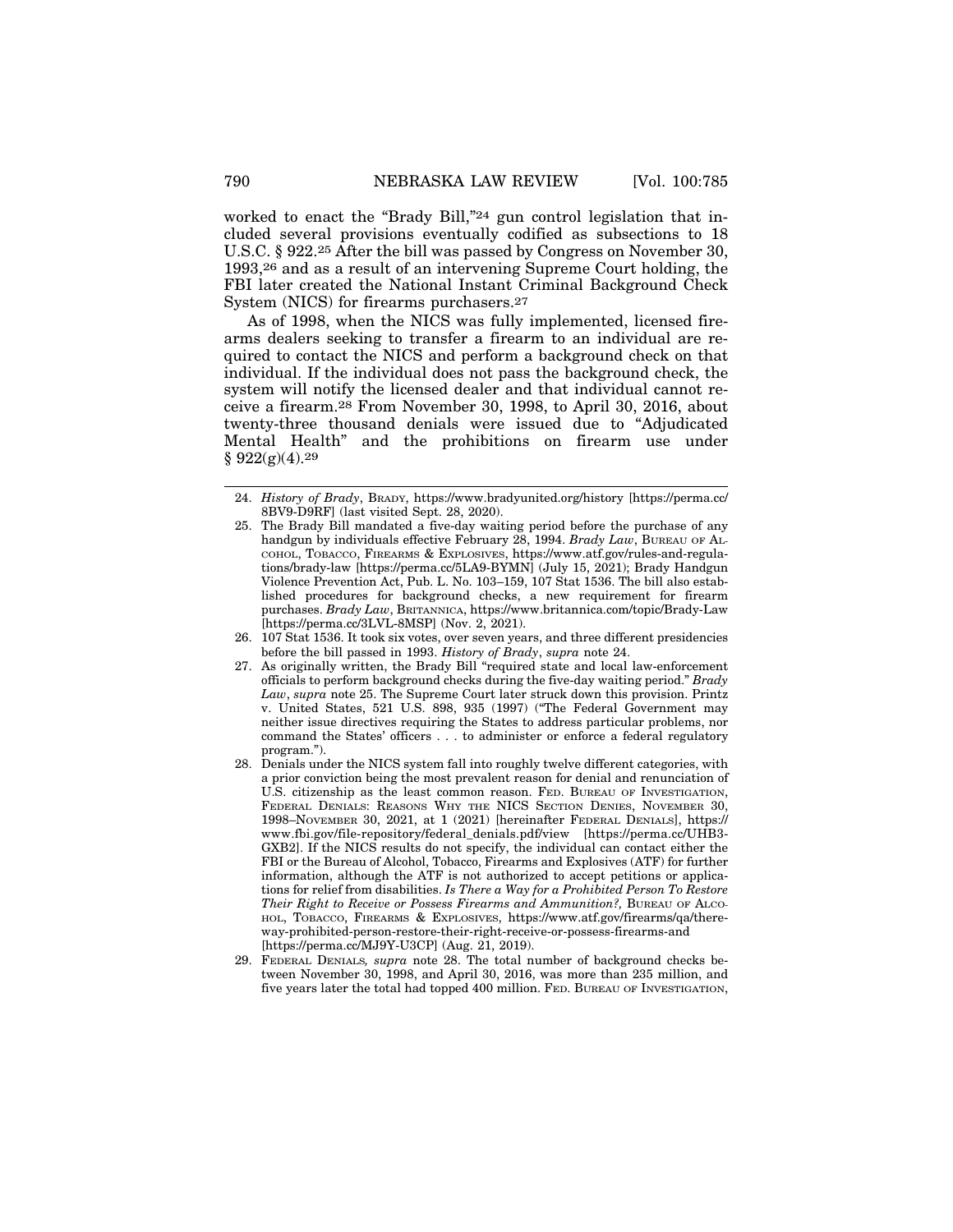worked to enact the "Brady Bill,"[24] gun control legislation that included several provisions eventually codified as subsections to 18 U.S.C. § 922.[25] After the bill was passed by Congress on November 30, 1993,[26] and as a result of an intervening Supreme Court holding, the FBI later created the National Instant Criminal Background Check System (NICS) for firearms purchasers.[27]

As of 1998, when the NICS was fully implemented, licensed firearms dealers seeking to transfer a firearm to an individual are required to contact the NICS and perform a background check on that individual. If the individual does not pass the background check, the system will notify the licensed dealer and that individual cannot receive a firearm.[28] From November 30, 1998, to April 30, 2016, about twenty-three thousand denials were issued due to "Adjudicated Mental Health" and the prohibitions on firearm use under § 922(g)(4).[29]

---

24. *History of Brady*, BRADY, https://www.bradyunited.org/history [https://perma.cc/8BV9-D9RF] (last visited Sept. 28, 2020).

25. The Brady Bill mandated a five-day waiting period before the purchase of any handgun by individuals effective February 28, 1994. *Brady Law*, BUREAU OF ALCOHOL, TOBACCO, FIREARMS & EXPLOSIVES, https://www.atf.gov/rules-and-regulations/brady-law [https://perma.cc/5LA9-BYMN] (July 15, 2021); Brady Handgun Violence Prevention Act, Pub. L. No. 103–159, 107 Stat 1536. The bill also established procedures for background checks, a new requirement for firearm purchases. *Brady Law*, BRITANNICA, https://www.britannica.com/topic/Brady-Law [https://perma.cc/3LVL-8MSP] (Nov. 2, 2021).

26. 107 Stat 1536. It took six votes, over seven years, and three different presidencies before the bill passed in 1993. *History of Brady*, *supra* note 24.

27. As originally written, the Brady Bill "required state and local law-enforcement officials to perform background checks during the five-day waiting period." *Brady Law*, *supra* note 25. The Supreme Court later struck down this provision. Printz v. United States, 521 U.S. 898, 935 (1997) ("The Federal Government may neither issue directives requiring the States to address particular problems, nor command the States' officers . . . to administer or enforce a federal regulatory program.").

28. Denials under the NICS system fall into roughly twelve different categories, with a prior conviction being the most prevalent reason for denial and renunciation of U.S. citizenship as the least common reason. FED. BUREAU OF INVESTIGATION, FEDERAL DENIALS: REASONS WHY THE NICS SECTION DENIES, NOVEMBER 30, 1998–NOVEMBER 30, 2021, at 1 (2021) [hereinafter FEDERAL DENIALS], https://www.fbi.gov/file-repository/federal_denials.pdf/view [https://perma.cc/UHB3-GXB2]. If the NICS results do not specify, the individual can contact either the FBI or the Bureau of Alcohol, Tobacco, Firearms and Explosives (ATF) for further information, although the ATF is not authorized to accept petitions or applications for relief from disabilities. *Is There a Way for a Prohibited Person To Restore Their Right to Receive or Possess Firearms and Ammunition?*, BUREAU OF ALCOHOL, TOBACCO, FIREARMS & EXPLOSIVES, https://www.atf.gov/firearms/qa/there-way-prohibited-person-restore-their-right-receive-or-possess-firearms-and [https://perma.cc/MJ9Y-U3CP] (Aug. 21, 2019).

29. FEDERAL DENIALS, *supra* note 28. The total number of background checks between November 30, 1998, and April 30, 2016, was more than 235 million, and five years later the total had topped 400 million. FED. BUREAU OF INVESTIGATION,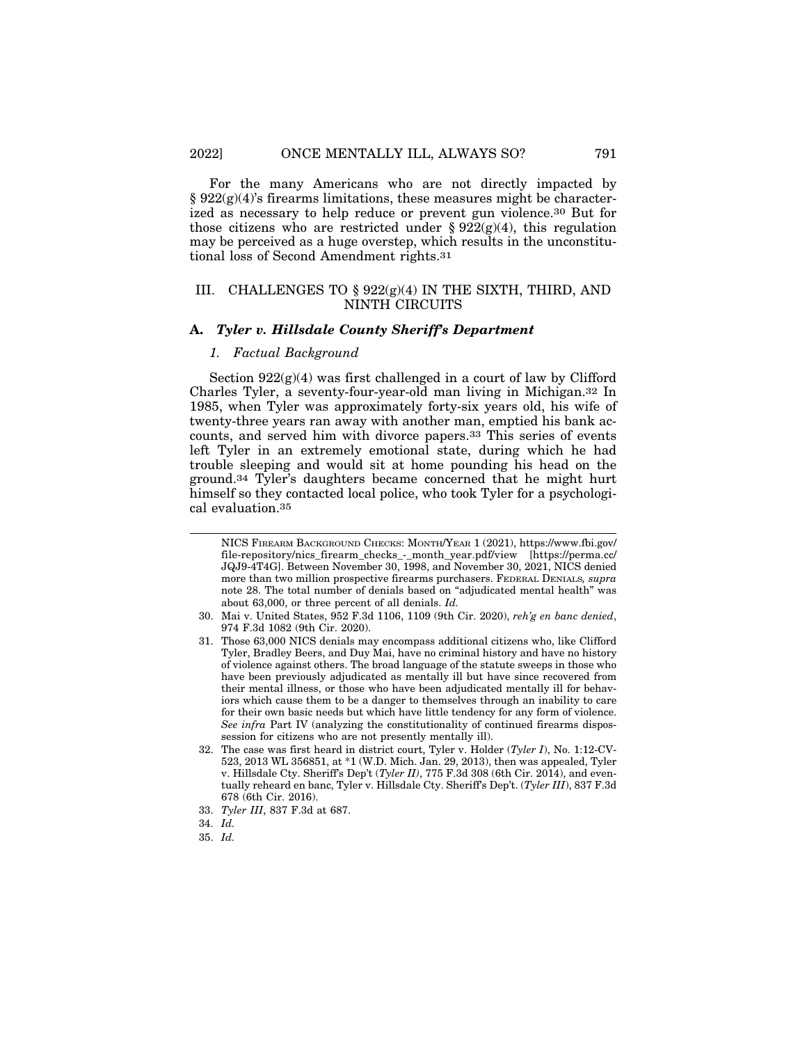For the many Americans who are not directly impacted by § 922(g)(4)'s firearms limitations, these measures might be characterized as necessary to help reduce or prevent gun violence.[30] But for those citizens who are restricted under § 922(g)(4), this regulation may be perceived as a huge overstep, which results in the unconstitutional loss of Second Amendment rights.[31]

## III. CHALLENGES TO § 922(g)(4) IN THE SIXTH, THIRD, AND NINTH CIRCUITS

### A. *Tyler v. Hillsdale County Sheriff's Department*

#### *1. Factual Background*

Section 922(g)(4) was first challenged in a court of law by Clifford Charles Tyler, a seventy-four-year-old man living in Michigan.[32] In 1985, when Tyler was approximately forty-six years old, his wife of twenty-three years ran away with another man, emptied his bank accounts, and served him with divorce papers.[33] This series of events left Tyler in an extremely emotional state, during which he had trouble sleeping and would sit at home pounding his head on the ground.[34] Tyler's daughters became concerned that he might hurt himself so they contacted local police, who took Tyler for a psychological evaluation.[35]

---

NICS FIREARM BACKGROUND CHECKS: MONTH/YEAR 1 (2021), https://www.fbi.gov/file-repository/nics_firearm_checks_-_month_year.pdf/view [https://perma.cc/JQJ9-4T4G]. Between November 30, 1998, and November 30, 2021, NICS denied more than two million prospective firearms purchasers. FEDERAL DENIALS, *supra* note 28. The total number of denials based on "adjudicated mental health" was about 63,000, or three percent of all denials. *Id.*

30. Mai v. United States, 952 F.3d 1106, 1109 (9th Cir. 2020), *reh'g en banc denied*, 974 F.3d 1082 (9th Cir. 2020).

31. Those 63,000 NICS denials may encompass additional citizens who, like Clifford Tyler, Bradley Beers, and Duy Mai, have no criminal history and have no history of violence against others. The broad language of the statute sweeps in those who have been previously adjudicated as mentally ill but have since recovered from their mental illness, or those who have been adjudicated mentally ill for behaviors which cause them to be a danger to themselves through an inability to care for their own basic needs but which have little tendency for any form of violence. *See infra* Part IV (analyzing the constitutionality of continued firearms dispossession for citizens who are not presently mentally ill).

32. The case was first heard in district court, Tyler v. Holder (*Tyler I*), No. 1:12-CV-523, 2013 WL 356851, at *1 (W.D. Mich. Jan. 29, 2013), then was appealed, Tyler v. Hillsdale Cty. Sheriff's Dep't (*Tyler II*), 775 F.3d 308 (6th Cir. 2014), and eventually reheard en banc, Tyler v. Hillsdale Cty. Sheriff's Dep't. (*Tyler III*), 837 F.3d 678 (6th Cir. 2016).

33. *Tyler III*, 837 F.3d at 687.

34. *Id.*

35. *Id.*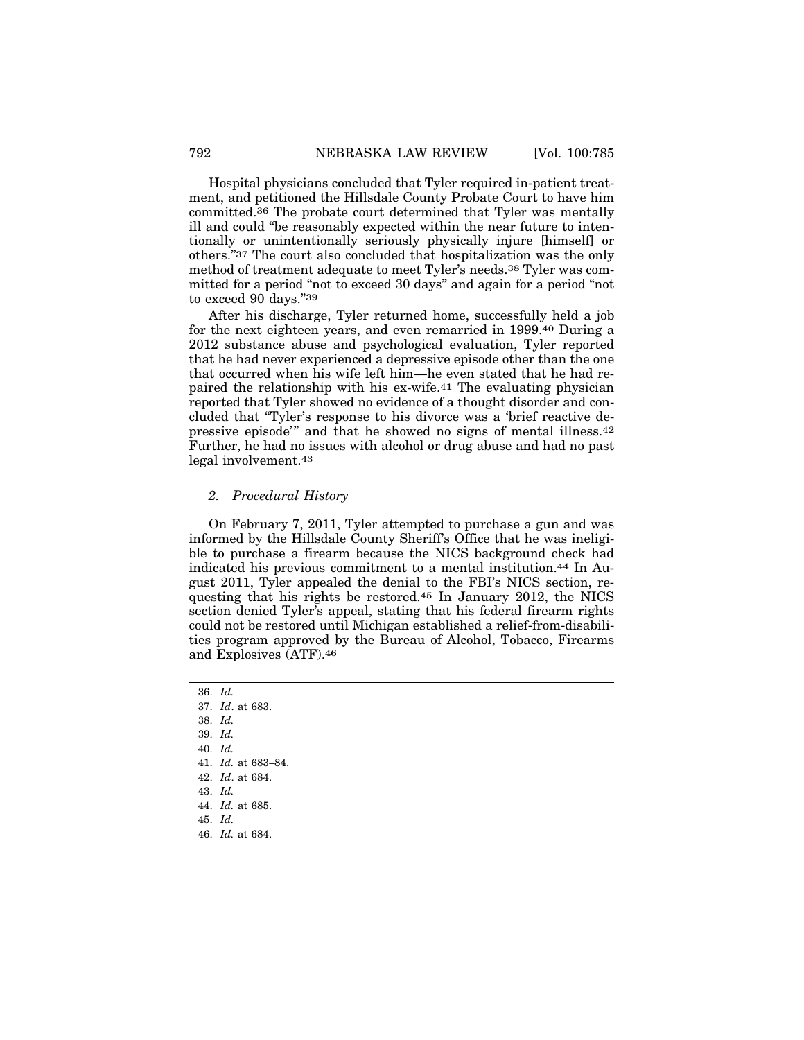Hospital physicians concluded that Tyler required in-patient treatment, and petitioned the Hillsdale County Probate Court to have him committed.[36] The probate court determined that Tyler was mentally ill and could "be reasonably expected within the near future to intentionally or unintentionally seriously physically injure [himself] or others."[37] The court also concluded that hospitalization was the only method of treatment adequate to meet Tyler's needs.[38] Tyler was committed for a period "not to exceed 30 days" and again for a period "not to exceed 90 days."[39]

After his discharge, Tyler returned home, successfully held a job for the next eighteen years, and even remarried in 1999.[40] During a 2012 substance abuse and psychological evaluation, Tyler reported that he had never experienced a depressive episode other than the one that occurred when his wife left him—he even stated that he had repaired the relationship with his ex-wife.[41] The evaluating physician reported that Tyler showed no evidence of a thought disorder and concluded that "Tyler's response to his divorce was a 'brief reactive depressive episode'" and that he showed no signs of mental illness.[42] Further, he had no issues with alcohol or drug abuse and had no past legal involvement.[43]

### *2. Procedural History*

On February 7, 2011, Tyler attempted to purchase a gun and was informed by the Hillsdale County Sheriff's Office that he was ineligible to purchase a firearm because the NICS background check had indicated his previous commitment to a mental institution.[44] In August 2011, Tyler appealed the denial to the FBI's NICS section, requesting that his rights be restored.[45] In January 2012, the NICS section denied Tyler's appeal, stating that his federal firearm rights could not be restored until Michigan established a relief-from-disabilities program approved by the Bureau of Alcohol, Tobacco, Firearms and Explosives (ATF).[46]

---

36. *Id.*
37. *Id*. at 683.
38. *Id.*
39. *Id.*
40. *Id.*
41. *Id.* at 683–84.
42. *Id*. at 684.
43. *Id.*
44. *Id.* at 685.
45. *Id.*
46. *Id.* at 684.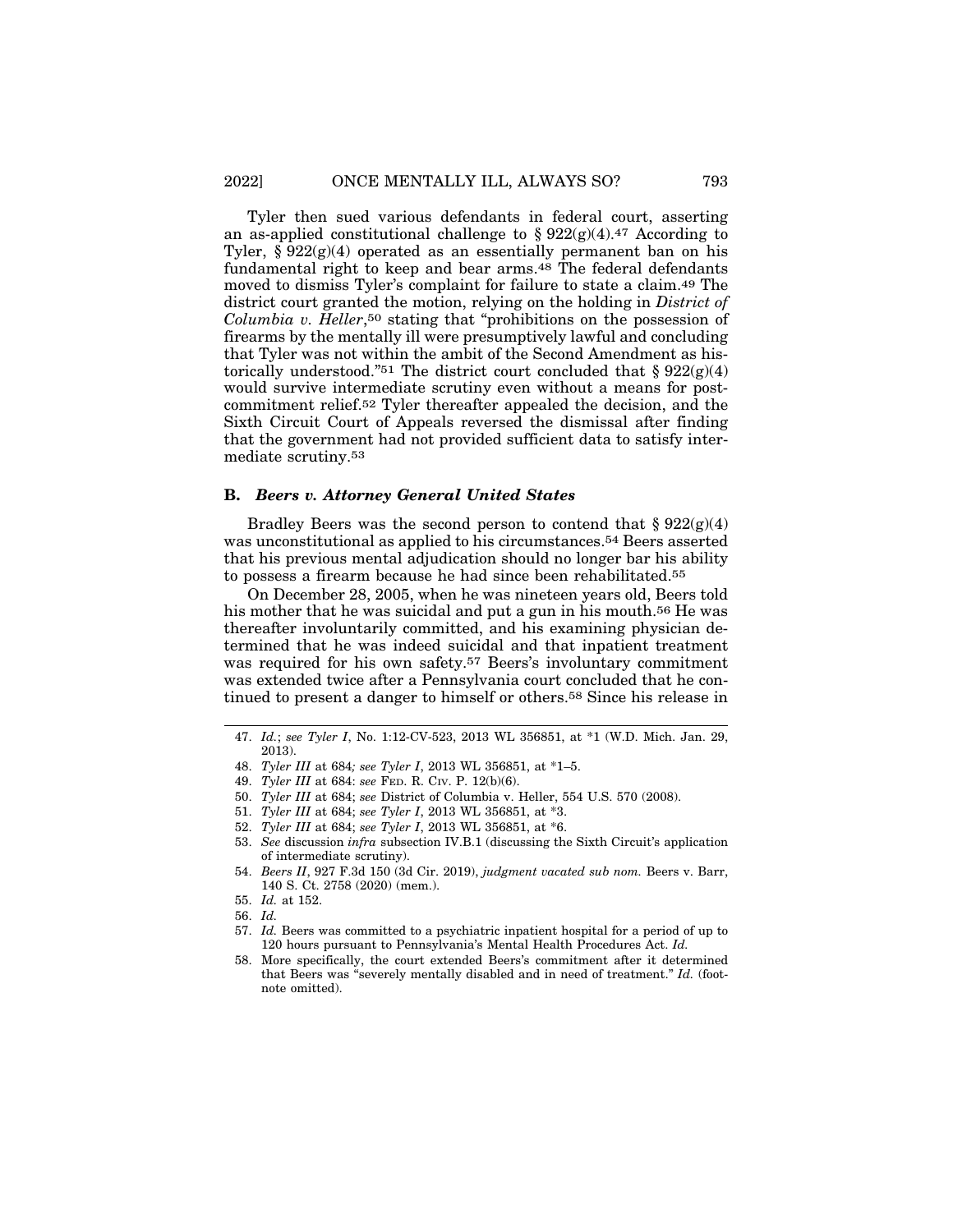Tyler then sued various defendants in federal court, asserting an as-applied constitutional challenge to § 922(g)(4).[47] According to Tyler, § 922(g)(4) operated as an essentially permanent ban on his fundamental right to keep and bear arms.[48] The federal defendants moved to dismiss Tyler's complaint for failure to state a claim.[49] The district court granted the motion, relying on the holding in *District of Columbia v. Heller*,[50] stating that "prohibitions on the possession of firearms by the mentally ill were presumptively lawful and concluding that Tyler was not within the ambit of the Second Amendment as historically understood."[51] The district court concluded that § 922(g)(4) would survive intermediate scrutiny even without a means for post-commitment relief.[52] Tyler thereafter appealed the decision, and the Sixth Circuit Court of Appeals reversed the dismissal after finding that the government had not provided sufficient data to satisfy intermediate scrutiny.[53]

### B. *Beers v. Attorney General United States*

Bradley Beers was the second person to contend that § 922(g)(4) was unconstitutional as applied to his circumstances.[54] Beers asserted that his previous mental adjudication should no longer bar his ability to possess a firearm because he had since been rehabilitated.[55]

On December 28, 2005, when he was nineteen years old, Beers told his mother that he was suicidal and put a gun in his mouth.[56] He was thereafter involuntarily committed, and his examining physician determined that he was indeed suicidal and that inpatient treatment was required for his own safety.[57] Beers's involuntary commitment was extended twice after a Pennsylvania court concluded that he continued to present a danger to himself or others.[58] Since his release in

---

47. *Id.*; *see Tyler I*, No. 1:12-CV-523, 2013 WL 356851, at *1 (W.D. Mich. Jan. 29, 2013).
48. *Tyler III* at 684*; see Tyler I*, 2013 WL 356851, at *1–5.
49. *Tyler III* at 684: *see* FED. R. CIV. P. 12(b)(6).
50. *Tyler III* at 684; *see* District of Columbia v. Heller, 554 U.S. 570 (2008).
51. *Tyler III* at 684; *see Tyler I*, 2013 WL 356851, at *3.
52. *Tyler III* at 684; *see Tyler I*, 2013 WL 356851, at *6.
53. *See* discussion *infra* subsection IV.B.1 (discussing the Sixth Circuit's application of intermediate scrutiny).
54. *Beers II*, 927 F.3d 150 (3d Cir. 2019), *judgment vacated sub nom.* Beers v. Barr, 140 S. Ct. 2758 (2020) (mem.).
55. *Id.* at 152.
56. *Id.*
57. *Id.* Beers was committed to a psychiatric inpatient hospital for a period of up to 120 hours pursuant to Pennsylvania's Mental Health Procedures Act. *Id.*
58. More specifically, the court extended Beers's commitment after it determined that Beers was "severely mentally disabled and in need of treatment." *Id.* (footnote omitted).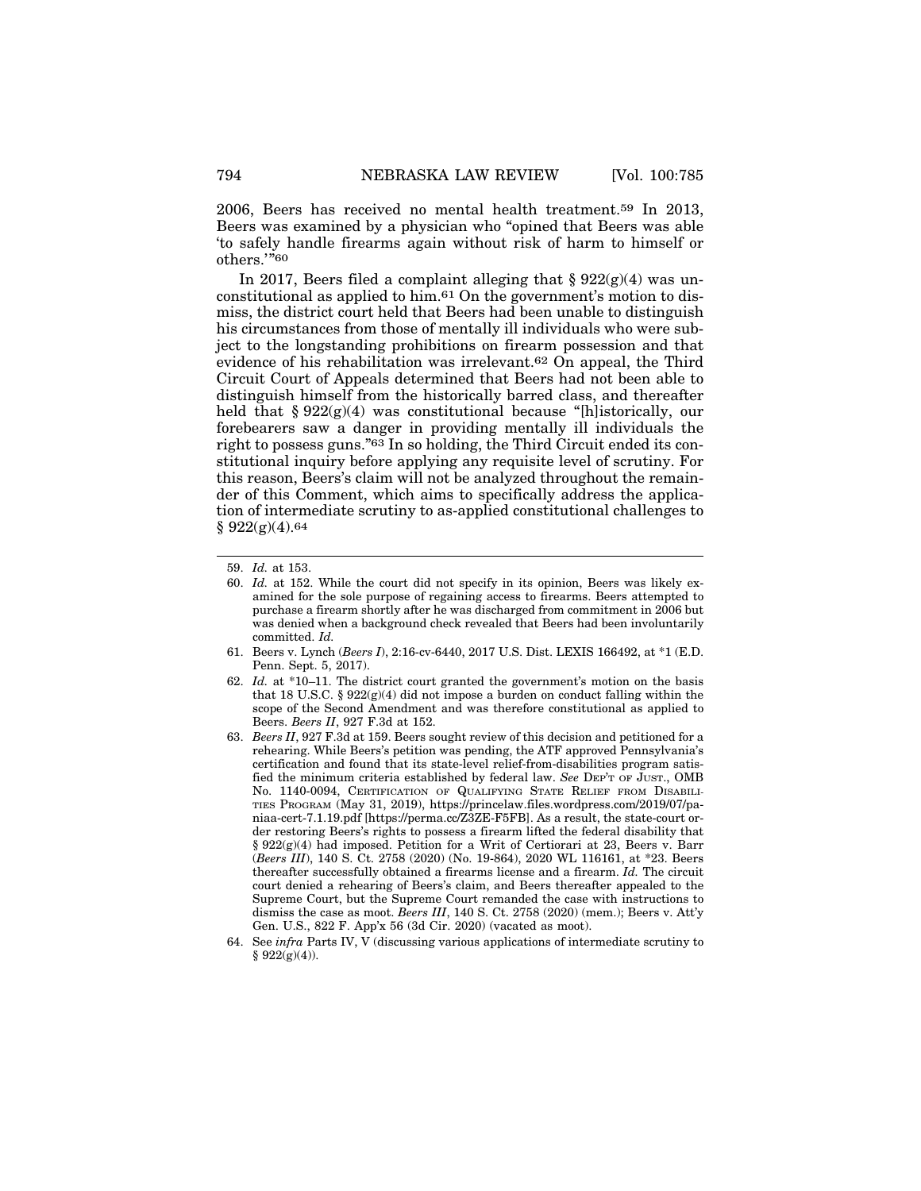2006, Beers has received no mental health treatment.[59] In 2013, Beers was examined by a physician who "opined that Beers was able 'to safely handle firearms again without risk of harm to himself or others.'"[60]

In 2017, Beers filed a complaint alleging that § 922(g)(4) was unconstitutional as applied to him.[61] On the government's motion to dismiss, the district court held that Beers had been unable to distinguish his circumstances from those of mentally ill individuals who were subject to the longstanding prohibitions on firearm possession and that evidence of his rehabilitation was irrelevant.[62] On appeal, the Third Circuit Court of Appeals determined that Beers had not been able to distinguish himself from the historically barred class, and thereafter held that § 922(g)(4) was constitutional because "[h]istorically, our forebearers saw a danger in providing mentally ill individuals the right to possess guns."[63] In so holding, the Third Circuit ended its constitutional inquiry before applying any requisite level of scrutiny. For this reason, Beers's claim will not be analyzed throughout the remainder of this Comment, which aims to specifically address the application of intermediate scrutiny to as-applied constitutional challenges to § 922(g)(4).[64]

---

59. *Id.* at 153.

60. *Id.* at 152. While the court did not specify in its opinion, Beers was likely examined for the sole purpose of regaining access to firearms. Beers attempted to purchase a firearm shortly after he was discharged from commitment in 2006 but was denied when a background check revealed that Beers had been involuntarily committed. *Id.*

61. Beers v. Lynch (*Beers I*), 2:16-cv-6440, 2017 U.S. Dist. LEXIS 166492, at *1 (E.D. Penn. Sept. 5, 2017).

62. *Id.* at *10–11. The district court granted the government's motion on the basis that 18 U.S.C. § 922(g)(4) did not impose a burden on conduct falling within the scope of the Second Amendment and was therefore constitutional as applied to Beers. *Beers II*, 927 F.3d at 152.

63. *Beers II*, 927 F.3d at 159. Beers sought review of this decision and petitioned for a rehearing. While Beers's petition was pending, the ATF approved Pennsylvania's certification and found that its state-level relief-from-disabilities program satisfied the minimum criteria established by federal law. *See* DEP'T OF JUST., OMB No. 1140-0094, CERTIFICATION OF QUALIFYING STATE RELIEF FROM DISABILITIES PROGRAM (May 31, 2019), https://princelaw.files.wordpress.com/2019/07/pa-niaa-cert-7.1.19.pdf [https://perma.cc/Z3ZE-F5FB]. As a result, the state-court order restoring Beers's rights to possess a firearm lifted the federal disability that § 922(g)(4) had imposed. Petition for a Writ of Certiorari at 23, Beers v. Barr (*Beers III*), 140 S. Ct. 2758 (2020) (No. 19-864), 2020 WL 116161, at *23. Beers thereafter successfully obtained a firearms license and a firearm. *Id.* The circuit court denied a rehearing of Beers's claim, and Beers thereafter appealed to the Supreme Court, but the Supreme Court remanded the case with instructions to dismiss the case as moot. *Beers III*, 140 S. Ct. 2758 (2020) (mem.); Beers v. Att'y Gen. U.S., 822 F. App'x 56 (3d Cir. 2020) (vacated as moot).

64. See *infra* Parts IV, V (discussing various applications of intermediate scrutiny to § 922(g)(4)).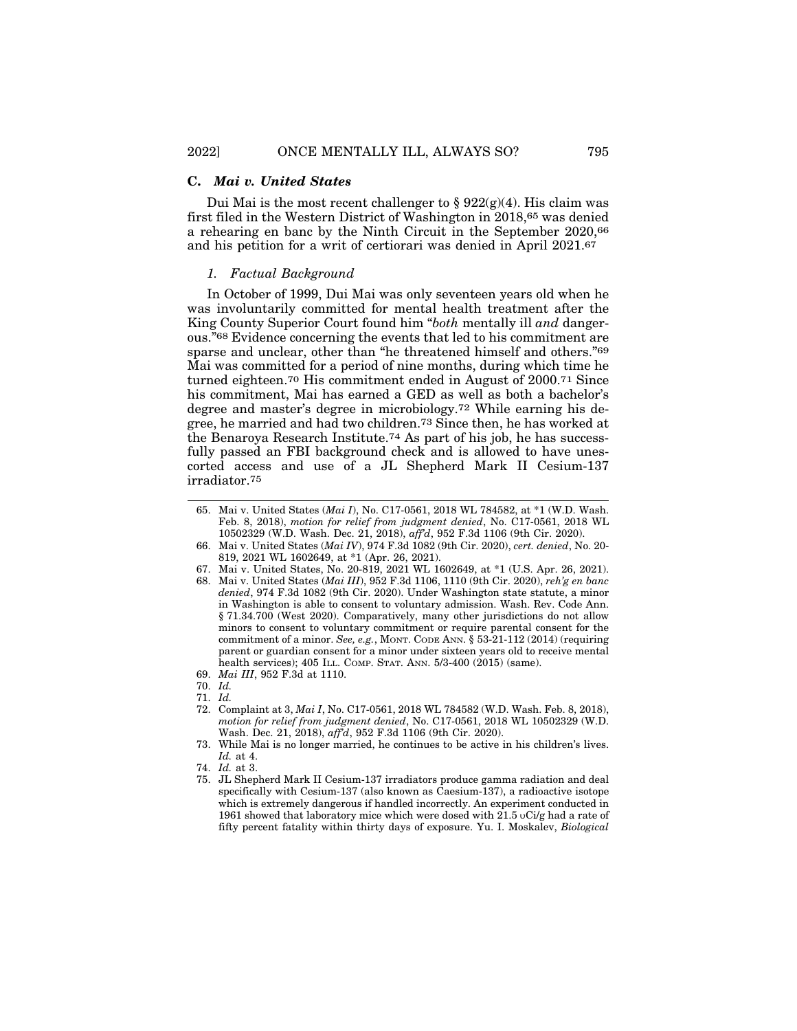### C. *Mai v. United States*

Dui Mai is the most recent challenger to § 922(g)(4). His claim was first filed in the Western District of Washington in 2018,[65] was denied a rehearing en banc by the Ninth Circuit in the September 2020,[66] and his petition for a writ of certiorari was denied in April 2021.[67]

#### *1. Factual Background*

In October of 1999, Dui Mai was only seventeen years old when he was involuntarily committed for mental health treatment after the King County Superior Court found him "*both* mentally ill *and* dangerous."[68] Evidence concerning the events that led to his commitment are sparse and unclear, other than "he threatened himself and others."[69] Mai was committed for a period of nine months, during which time he turned eighteen.[70] His commitment ended in August of 2000.[71] Since his commitment, Mai has earned a GED as well as both a bachelor's degree and master's degree in microbiology.[72] While earning his degree, he married and had two children.[73] Since then, he has worked at the Benaroya Research Institute.[74] As part of his job, he has successfully passed an FBI background check and is allowed to have unescorted access and use of a JL Shepherd Mark II Cesium-137 irradiator.[75]

---

65. Mai v. United States (*Mai I*), No. C17-0561, 2018 WL 784582, at *1 (W.D. Wash. Feb. 8, 2018), *motion for relief from judgment denied*, No. C17-0561, 2018 WL 10502329 (W.D. Wash. Dec. 21, 2018), *aff'd*, 952 F.3d 1106 (9th Cir. 2020).

66. Mai v. United States (*Mai IV*), 974 F.3d 1082 (9th Cir. 2020), *cert. denied*, No. 20-819, 2021 WL 1602649, at *1 (Apr. 26, 2021).

67. Mai v. United States, No. 20-819, 2021 WL 1602649, at *1 (U.S. Apr. 26, 2021).

68. Mai v. United States (*Mai III*), 952 F.3d 1106, 1110 (9th Cir. 2020), *reh'g en banc denied*, 974 F.3d 1082 (9th Cir. 2020). Under Washington state statute, a minor in Washington is able to consent to voluntary admission. Wash. Rev. Code Ann. § 71.34.700 (West 2020). Comparatively, many other jurisdictions do not allow minors to consent to voluntary commitment or require parental consent for the commitment of a minor. *See, e.g.*, MONT. CODE ANN. § 53-21-112 (2014) (requiring parent or guardian consent for a minor under sixteen years old to receive mental health services); 405 ILL. COMP. STAT. ANN. 5/3-400 (2015) (same).

69. *Mai III*, 952 F.3d at 1110.

70. *Id.*

71. *Id.*

72. Complaint at 3, *Mai I*, No. C17-0561, 2018 WL 784582 (W.D. Wash. Feb. 8, 2018), *motion for relief from judgment denied*, No. C17-0561, 2018 WL 10502329 (W.D. Wash. Dec. 21, 2018), *aff'd*, 952 F.3d 1106 (9th Cir. 2020).

73. While Mai is no longer married, he continues to be active in his children's lives. *Id.* at 4.

74. *Id.* at 3.

75. JL Shepherd Mark II Cesium-137 irradiators produce gamma radiation and deal specifically with Cesium-137 (also known as Caesium-137), a radioactive isotope which is extremely dangerous if handled incorrectly. An experiment conducted in 1961 showed that laboratory mice which were dosed with 21.5 υCi/g had a rate of fifty percent fatality within thirty days of exposure. Yu. I. Moskalev, *Biological*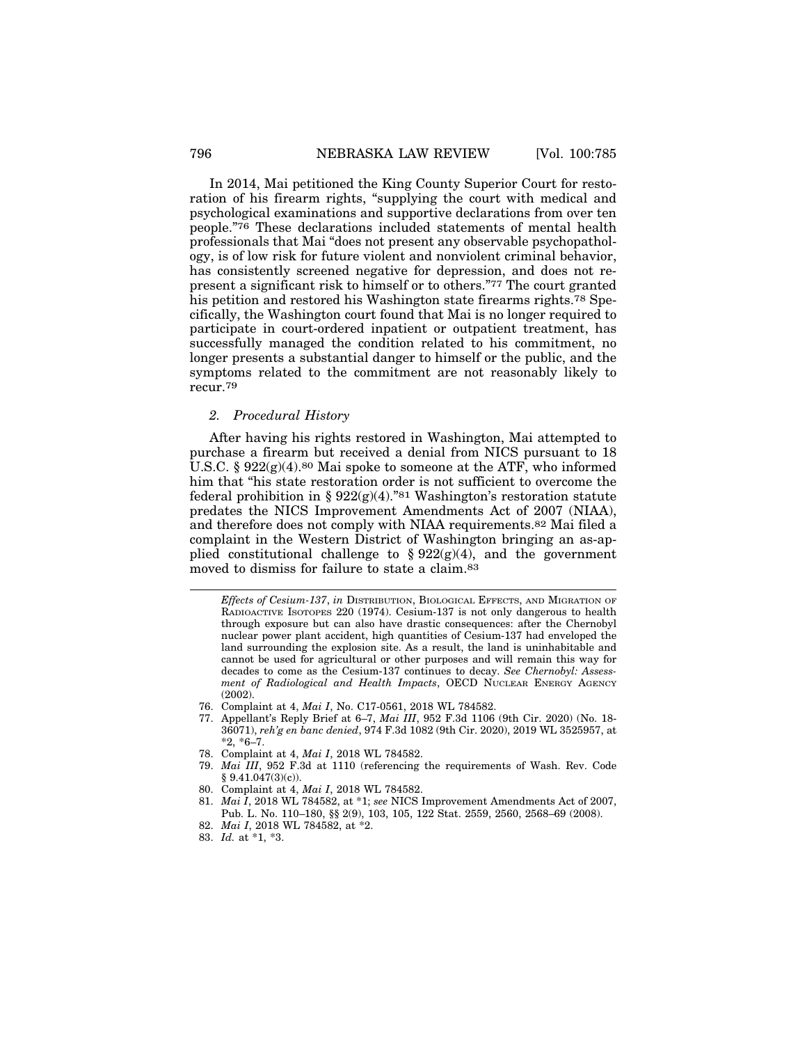In 2014, Mai petitioned the King County Superior Court for restoration of his firearm rights, "supplying the court with medical and psychological examinations and supportive declarations from over ten people."[76] These declarations included statements of mental health professionals that Mai "does not present any observable psychopathology, is of low risk for future violent and nonviolent criminal behavior, has consistently screened negative for depression, and does not represent a significant risk to himself or to others."[77] The court granted his petition and restored his Washington state firearms rights.[78] Specifically, the Washington court found that Mai is no longer required to participate in court-ordered inpatient or outpatient treatment, has successfully managed the condition related to his commitment, no longer presents a substantial danger to himself or the public, and the symptoms related to the commitment are not reasonably likely to recur.[79]

### *2. Procedural History*

After having his rights restored in Washington, Mai attempted to purchase a firearm but received a denial from NICS pursuant to 18 U.S.C. § 922(g)(4).[80] Mai spoke to someone at the ATF, who informed him that "his state restoration order is not sufficient to overcome the federal prohibition in § 922(g)(4)."[81] Washington's restoration statute predates the NICS Improvement Amendments Act of 2007 (NIAA), and therefore does not comply with NIAA requirements.[82] Mai filed a complaint in the Western District of Washington bringing an as-applied constitutional challenge to § 922(g)(4), and the government moved to dismiss for failure to state a claim.[83]

---

*Effects of Cesium-137*, *in* DISTRIBUTION, BIOLOGICAL EFFECTS, AND MIGRATION OF RADIOACTIVE ISOTOPES 220 (1974). Cesium-137 is not only dangerous to health through exposure but can also have drastic consequences: after the Chernobyl nuclear power plant accident, high quantities of Cesium-137 had enveloped the land surrounding the explosion site. As a result, the land is uninhabitable and cannot be used for agricultural or other purposes and will remain this way for decades to come as the Cesium-137 continues to decay. *See Chernobyl: Assessment of Radiological and Health Impacts*, OECD NUCLEAR ENERGY AGENCY (2002).

76. Complaint at 4, *Mai I*, No. C17-0561, 2018 WL 784582.
77. Appellant's Reply Brief at 6–7, *Mai III*, 952 F.3d 1106 (9th Cir. 2020) (No. 18-36071), *reh'g en banc denied*, 974 F.3d 1082 (9th Cir. 2020), 2019 WL 3525957, at *2, *6–7.
78. Complaint at 4, *Mai I*, 2018 WL 784582.
79. *Mai III*, 952 F.3d at 1110 (referencing the requirements of Wash. Rev. Code § 9.41.047(3)(c)).
80. Complaint at 4, *Mai I*, 2018 WL 784582.
81. *Mai I*, 2018 WL 784582, at *1; *see* NICS Improvement Amendments Act of 2007, Pub. L. No. 110–180, §§ 2(9), 103, 105, 122 Stat. 2559, 2560, 2568–69 (2008).
82. *Mai I*, 2018 WL 784582, at *2.
83. *Id.* at *1, *3.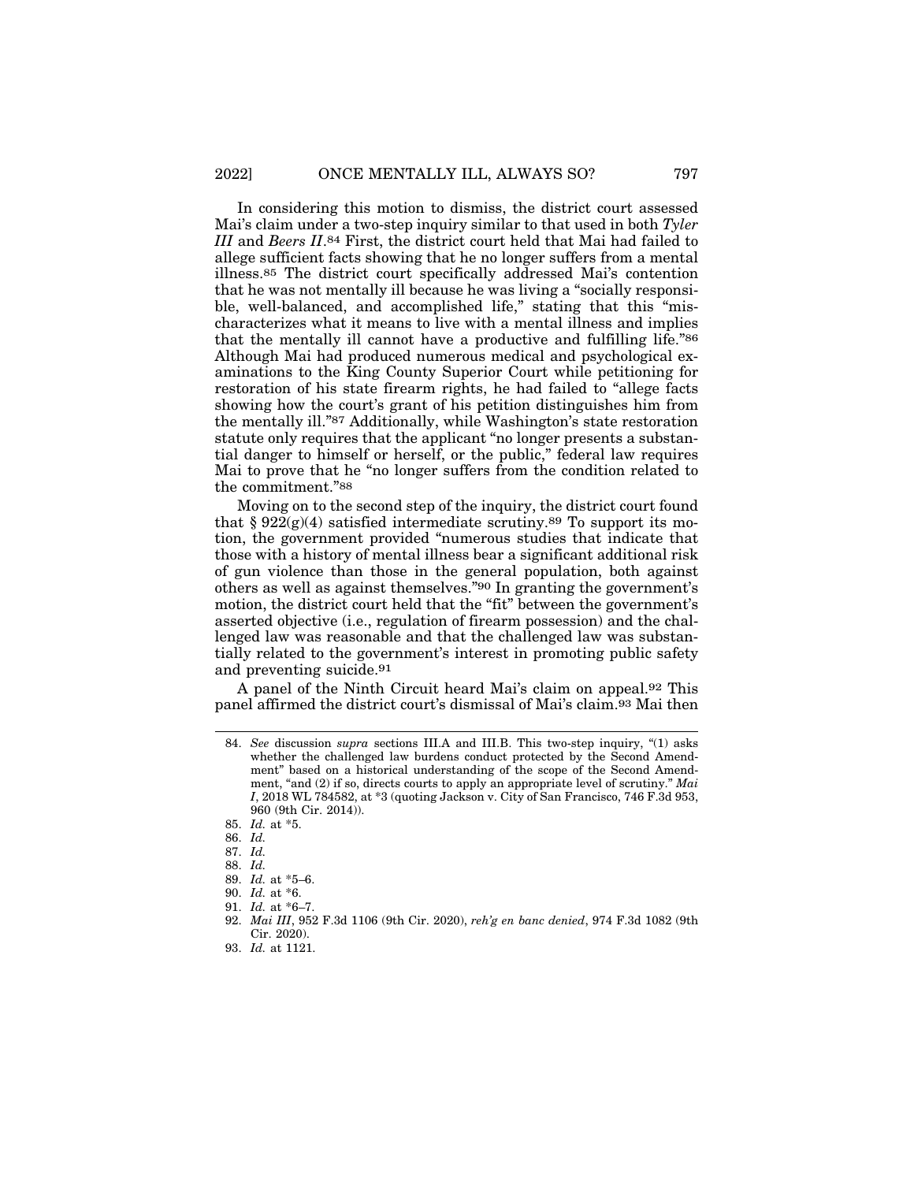In considering this motion to dismiss, the district court assessed Mai's claim under a two-step inquiry similar to that used in both *Tyler III* and *Beers II*.[84] First, the district court held that Mai had failed to allege sufficient facts showing that he no longer suffers from a mental illness.[85] The district court specifically addressed Mai's contention that he was not mentally ill because he was living a "socially responsible, well-balanced, and accomplished life," stating that this "mischaracterizes what it means to live with a mental illness and implies that the mentally ill cannot have a productive and fulfilling life."[86] Although Mai had produced numerous medical and psychological examinations to the King County Superior Court while petitioning for restoration of his state firearm rights, he had failed to "allege facts showing how the court's grant of his petition distinguishes him from the mentally ill."[87] Additionally, while Washington's state restoration statute only requires that the applicant "no longer presents a substantial danger to himself or herself, or the public," federal law requires Mai to prove that he "no longer suffers from the condition related to the commitment."[88]

Moving on to the second step of the inquiry, the district court found that § 922(g)(4) satisfied intermediate scrutiny.[89] To support its motion, the government provided "numerous studies that indicate that those with a history of mental illness bear a significant additional risk of gun violence than those in the general population, both against others as well as against themselves."[90] In granting the government's motion, the district court held that the "fit" between the government's asserted objective (i.e., regulation of firearm possession) and the challenged law was reasonable and that the challenged law was substantially related to the government's interest in promoting public safety and preventing suicide.[91]

A panel of the Ninth Circuit heard Mai's claim on appeal.[92] This panel affirmed the district court's dismissal of Mai's claim.[93] Mai then

---

84. *See* discussion *supra* sections III.A and III.B. This two-step inquiry, "(1) asks whether the challenged law burdens conduct protected by the Second Amendment" based on a historical understanding of the scope of the Second Amendment, "and (2) if so, directs courts to apply an appropriate level of scrutiny." *Mai I*, 2018 WL 784582, at *3 (quoting Jackson v. City of San Francisco, 746 F.3d 953, 960 (9th Cir. 2014)).
85. *Id.* at *5.
86. *Id.*
87. *Id.*
88. *Id.*
89. *Id.* at *5–6.
90. *Id.* at *6.
91. *Id.* at *6–7.
92. *Mai III*, 952 F.3d 1106 (9th Cir. 2020), *reh'g en banc denied*, 974 F.3d 1082 (9th Cir. 2020).
93. *Id.* at 1121.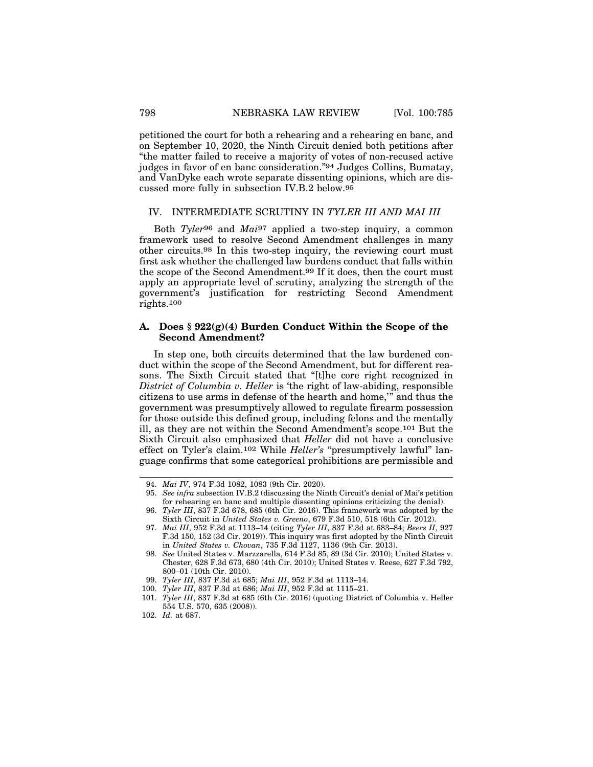petitioned the court for both a rehearing and a rehearing en banc, and on September 10, 2020, the Ninth Circuit denied both petitions after "the matter failed to receive a majority of votes of non-recused active judges in favor of en banc consideration."[94] Judges Collins, Bumatay, and VanDyke each wrote separate dissenting opinions, which are discussed more fully in subsection IV.B.2 below.[95]

## IV. INTERMEDIATE SCRUTINY IN *TYLER III AND MAI III*

Both *Tyler*[96] and *Mai*[97] applied a two-step inquiry, a common framework used to resolve Second Amendment challenges in many other circuits.[98] In this two-step inquiry, the reviewing court must first ask whether the challenged law burdens conduct that falls within the scope of the Second Amendment.[99] If it does, then the court must apply an appropriate level of scrutiny, analyzing the strength of the government's justification for restricting Second Amendment rights.[100]

### A. Does § 922(g)(4) Burden Conduct Within the Scope of the Second Amendment?

In step one, both circuits determined that the law burdened conduct within the scope of the Second Amendment, but for different reasons. The Sixth Circuit stated that "[t]he core right recognized in *District of Columbia v. Heller* is 'the right of law-abiding, responsible citizens to use arms in defense of the hearth and home,'" and thus the government was presumptively allowed to regulate firearm possession for those outside this defined group, including felons and the mentally ill, as they are not within the Second Amendment's scope.[101] But the Sixth Circuit also emphasized that *Heller* did not have a conclusive effect on Tyler's claim.[102] While *Heller's* "presumptively lawful" language confirms that some categorical prohibitions are permissible and

---

94. *Mai IV*, 974 F.3d 1082, 1083 (9th Cir. 2020).

95. *See infra* subsection IV.B.2 (discussing the Ninth Circuit's denial of Mai's petition for rehearing en banc and multiple dissenting opinions criticizing the denial).

96. *Tyler III*, 837 F.3d 678, 685 (6th Cir. 2016). This framework was adopted by the Sixth Circuit in *United States v. Greeno*, 679 F.3d 510, 518 (6th Cir. 2012).

97. *Mai III*, 952 F.3d at 1113–14 (citing *Tyler III*, 837 F.3d at 683–84; *Beers II*, 927 F.3d 150, 152 (3d Cir. 2019)). This inquiry was first adopted by the Ninth Circuit in *United States v. Chovan*, 735 F.3d 1127, 1136 (9th Cir. 2013).

98. *See* United States v. Marzzarella, 614 F.3d 85, 89 (3d Cir. 2010); United States v. Chester, 628 F.3d 673, 680 (4th Cir. 2010); United States v. Reese, 627 F.3d 792, 800–01 (10th Cir. 2010).

99. *Tyler III*, 837 F.3d at 685; *Mai III*, 952 F.3d at 1113–14.

100. *Tyler III*, 837 F.3d at 686; *Mai III*, 952 F.3d at 1115–21.

101. *Tyler III*, 837 F.3d at 685 (6th Cir. 2016) (quoting District of Columbia v. Heller 554 U.S. 570, 635 (2008)).

102. *Id.* at 687.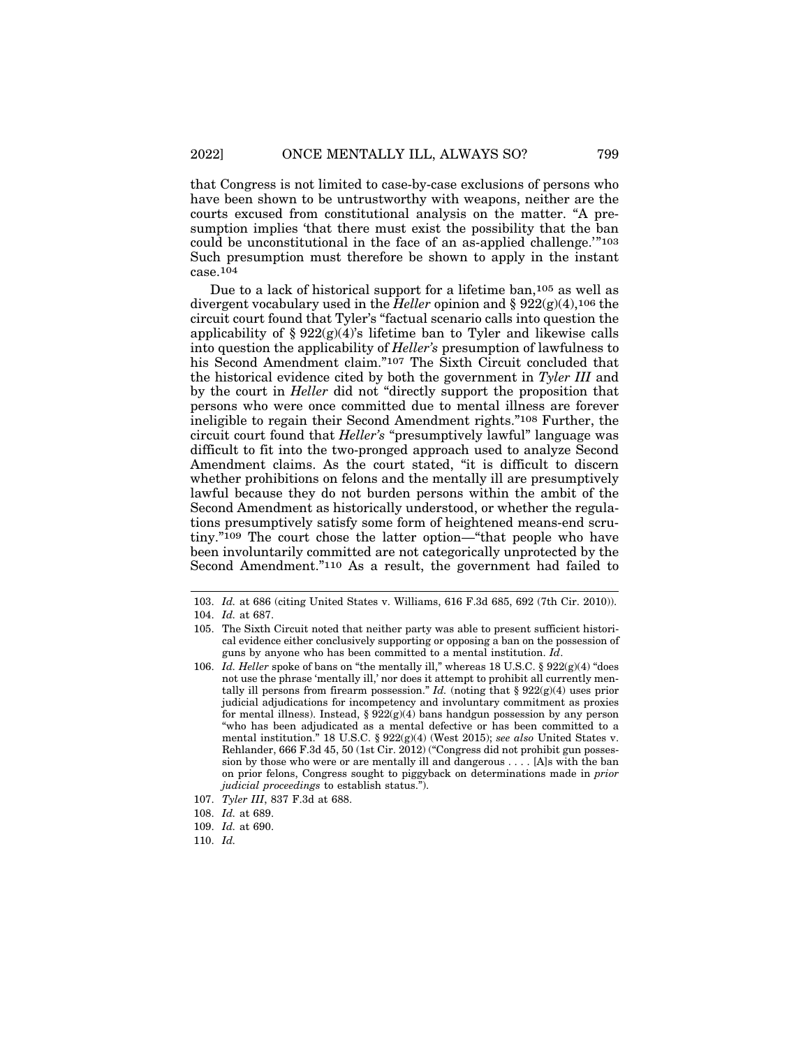that Congress is not limited to case-by-case exclusions of persons who have been shown to be untrustworthy with weapons, neither are the courts excused from constitutional analysis on the matter. "A presumption implies 'that there must exist the possibility that the ban could be unconstitutional in the face of an as-applied challenge.'"[103] Such presumption must therefore be shown to apply in the instant case.[104]

Due to a lack of historical support for a lifetime ban,[105] as well as divergent vocabulary used in the *Heller* opinion and § 922(g)(4),[106] the circuit court found that Tyler's "factual scenario calls into question the applicability of § 922(g)(4)'s lifetime ban to Tyler and likewise calls into question the applicability of *Heller's* presumption of lawfulness to his Second Amendment claim."[107] The Sixth Circuit concluded that the historical evidence cited by both the government in *Tyler III* and by the court in *Heller* did not "directly support the proposition that persons who were once committed due to mental illness are forever ineligible to regain their Second Amendment rights."[108] Further, the circuit court found that *Heller's* "presumptively lawful" language was difficult to fit into the two-pronged approach used to analyze Second Amendment claims. As the court stated, "it is difficult to discern whether prohibitions on felons and the mentally ill are presumptively lawful because they do not burden persons within the ambit of the Second Amendment as historically understood, or whether the regulations presumptively satisfy some form of heightened means-end scrutiny."[109] The court chose the latter option—"that people who have been involuntarily committed are not categorically unprotected by the Second Amendment."[110] As a result, the government had failed to

---

103. *Id.* at 686 (citing United States v. Williams, 616 F.3d 685, 692 (7th Cir. 2010)).

104. *Id.* at 687.

105. The Sixth Circuit noted that neither party was able to present sufficient historical evidence either conclusively supporting or opposing a ban on the possession of guns by anyone who has been committed to a mental institution. *Id*.

106. *Id. Heller* spoke of bans on "the mentally ill," whereas 18 U.S.C. § 922(g)(4) "does not use the phrase 'mentally ill,' nor does it attempt to prohibit all currently mentally ill persons from firearm possession." *Id.* (noting that § 922(g)(4) uses prior judicial adjudications for incompetency and involuntary commitment as proxies for mental illness). Instead, § 922(g)(4) bans handgun possession by any person "who has been adjudicated as a mental defective or has been committed to a mental institution." 18 U.S.C. § 922(g)(4) (West 2015); *see also* United States v. Rehlander, 666 F.3d 45, 50 (1st Cir. 2012) ("Congress did not prohibit gun possession by those who were or are mentally ill and dangerous . . . . [A]s with the ban on prior felons, Congress sought to piggyback on determinations made in *prior judicial proceedings* to establish status.").

107. *Tyler III*, 837 F.3d at 688.

108. *Id.* at 689.

109. *Id.* at 690.

110. *Id.*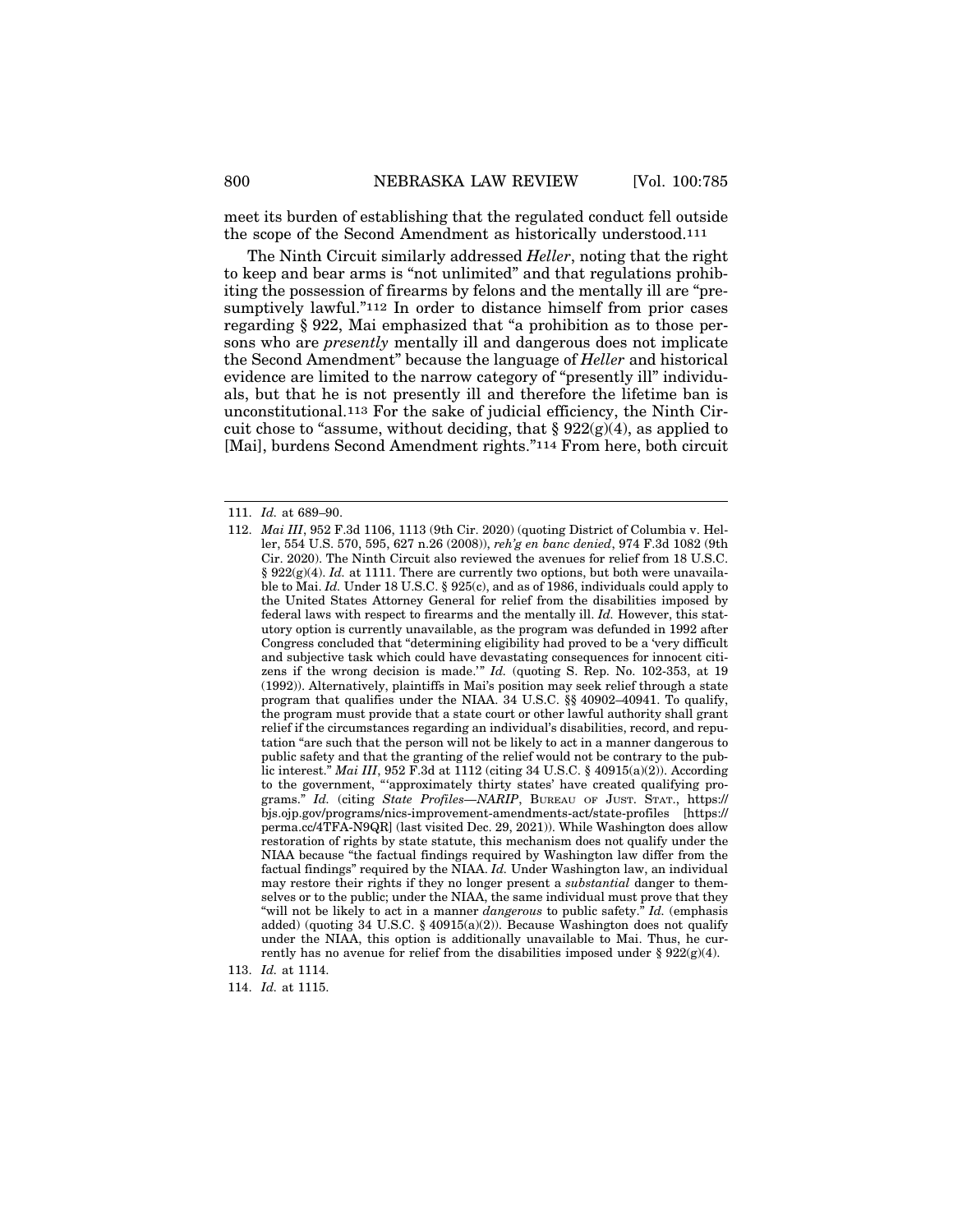meet its burden of establishing that the regulated conduct fell outside the scope of the Second Amendment as historically understood.[111]

The Ninth Circuit similarly addressed *Heller*, noting that the right to keep and bear arms is "not unlimited" and that regulations prohibiting the possession of firearms by felons and the mentally ill are "presumptively lawful."[112] In order to distance himself from prior cases regarding § 922, Mai emphasized that "a prohibition as to those persons who are *presently* mentally ill and dangerous does not implicate the Second Amendment" because the language of *Heller* and historical evidence are limited to the narrow category of "presently ill" individuals, but that he is not presently ill and therefore the lifetime ban is unconstitutional.[113] For the sake of judicial efficiency, the Ninth Circuit chose to "assume, without deciding, that § 922(g)(4), as applied to [Mai], burdens Second Amendment rights."[114] From here, both circuit

---

111. *Id.* at 689–90.

112. *Mai III*, 952 F.3d 1106, 1113 (9th Cir. 2020) (quoting District of Columbia v. Heller, 554 U.S. 570, 595, 627 n.26 (2008)), *reh'g en banc denied*, 974 F.3d 1082 (9th Cir. 2020). The Ninth Circuit also reviewed the avenues for relief from 18 U.S.C. § 922(g)(4). *Id.* at 1111. There are currently two options, but both were unavailable to Mai. *Id.* Under 18 U.S.C. § 925(c), and as of 1986, individuals could apply to the United States Attorney General for relief from the disabilities imposed by federal laws with respect to firearms and the mentally ill. *Id.* However, this statutory option is currently unavailable, as the program was defunded in 1992 after Congress concluded that "determining eligibility had proved to be a 'very difficult and subjective task which could have devastating consequences for innocent citizens if the wrong decision is made.'" *Id.* (quoting S. Rep. No. 102-353, at 19 (1992)). Alternatively, plaintiffs in Mai's position may seek relief through a state program that qualifies under the NIAA. 34 U.S.C. §§ 40902–40941. To qualify, the program must provide that a state court or other lawful authority shall grant relief if the circumstances regarding an individual's disabilities, record, and reputation "are such that the person will not be likely to act in a manner dangerous to public safety and that the granting of the relief would not be contrary to the public interest." *Mai III*, 952 F.3d at 1112 (citing 34 U.S.C. § 40915(a)(2)). According to the government, "'approximately thirty states' have created qualifying programs." *Id.* (citing *State Profiles—NARIP*, BUREAU OF JUST. STAT., https://bjs.ojp.gov/programs/nics-improvement-amendments-act/state-profiles [https://perma.cc/4TFA-N9QR] (last visited Dec. 29, 2021)). While Washington does allow restoration of rights by state statute, this mechanism does not qualify under the NIAA because "the factual findings required by Washington law differ from the factual findings" required by the NIAA. *Id.* Under Washington law, an individual may restore their rights if they no longer present a *substantial* danger to themselves or to the public; under the NIAA, the same individual must prove that they "will not be likely to act in a manner *dangerous* to public safety." *Id.* (emphasis added) (quoting 34 U.S.C. § 40915(a)(2)). Because Washington does not qualify under the NIAA, this option is additionally unavailable to Mai. Thus, he currently has no avenue for relief from the disabilities imposed under § 922(g)(4).

113. *Id.* at 1114.

114. *Id.* at 1115.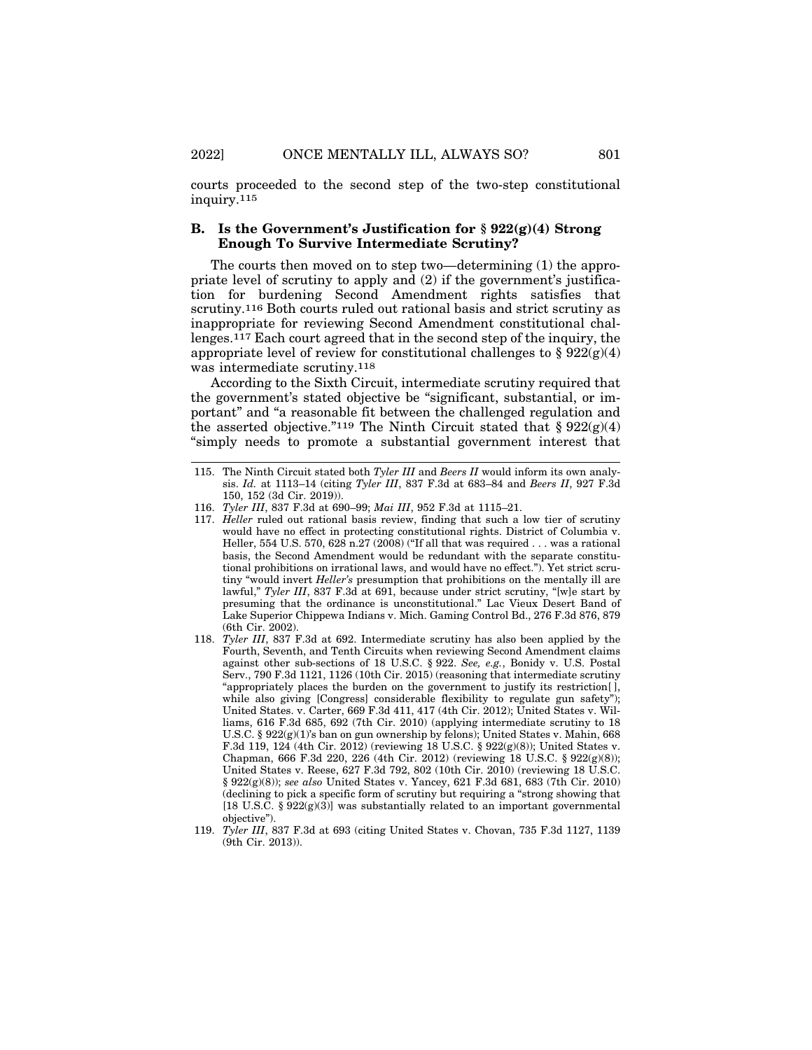courts proceeded to the second step of the two-step constitutional inquiry.[115]

### B. Is the Government's Justification for § 922(g)(4) Strong Enough To Survive Intermediate Scrutiny?

The courts then moved on to step two—determining (1) the appropriate level of scrutiny to apply and (2) if the government's justification for burdening Second Amendment rights satisfies that scrutiny.[116] Both courts ruled out rational basis and strict scrutiny as inappropriate for reviewing Second Amendment constitutional challenges.[117] Each court agreed that in the second step of the inquiry, the appropriate level of review for constitutional challenges to § 922(g)(4) was intermediate scrutiny.[118]

According to the Sixth Circuit, intermediate scrutiny required that the government's stated objective be "significant, substantial, or important" and "a reasonable fit between the challenged regulation and the asserted objective."[119] The Ninth Circuit stated that § 922(g)(4) "simply needs to promote a substantial government interest that

---

115. The Ninth Circuit stated both *Tyler III* and *Beers II* would inform its own analysis. *Id.* at 1113–14 (citing *Tyler III*, 837 F.3d at 683–84 and *Beers II*, 927 F.3d 150, 152 (3d Cir. 2019)).

116. *Tyler III*, 837 F.3d at 690–99; *Mai III*, 952 F.3d at 1115–21.

117. *Heller* ruled out rational basis review, finding that such a low tier of scrutiny would have no effect in protecting constitutional rights. District of Columbia v. Heller, 554 U.S. 570, 628 n.27 (2008) ("If all that was required . . . was a rational basis, the Second Amendment would be redundant with the separate constitutional prohibitions on irrational laws, and would have no effect."). Yet strict scrutiny "would invert *Heller's* presumption that prohibitions on the mentally ill are lawful," *Tyler III*, 837 F.3d at 691, because under strict scrutiny, "[w]e start by presuming that the ordinance is unconstitutional." Lac Vieux Desert Band of Lake Superior Chippewa Indians v. Mich. Gaming Control Bd., 276 F.3d 876, 879 (6th Cir. 2002).

118. *Tyler III*, 837 F.3d at 692. Intermediate scrutiny has also been applied by the Fourth, Seventh, and Tenth Circuits when reviewing Second Amendment claims against other sub-sections of 18 U.S.C. § 922. *See, e.g.*, Bonidy v. U.S. Postal Serv., 790 F.3d 1121, 1126 (10th Cir. 2015) (reasoning that intermediate scrutiny "appropriately places the burden on the government to justify its restriction[ ], while also giving [Congress] considerable flexibility to regulate gun safety"); United States. v. Carter, 669 F.3d 411, 417 (4th Cir. 2012); United States v. Williams, 616 F.3d 685, 692 (7th Cir. 2010) (applying intermediate scrutiny to 18 U.S.C. § 922(g)(1)'s ban on gun ownership by felons); United States v. Mahin, 668 F.3d 119, 124 (4th Cir. 2012) (reviewing 18 U.S.C. § 922(g)(8)); United States v. Chapman, 666 F.3d 220, 226 (4th Cir. 2012) (reviewing 18 U.S.C. § 922(g)(8)); United States v. Reese, 627 F.3d 792, 802 (10th Cir. 2010) (reviewing 18 U.S.C. § 922(g)(8)); *see also* United States v. Yancey, 621 F.3d 681, 683 (7th Cir. 2010) (declining to pick a specific form of scrutiny but requiring a "strong showing that [18 U.S.C. § 922(g)(3)] was substantially related to an important governmental objective").

119. *Tyler III*, 837 F.3d at 693 (citing United States v. Chovan, 735 F.3d 1127, 1139 (9th Cir. 2013)).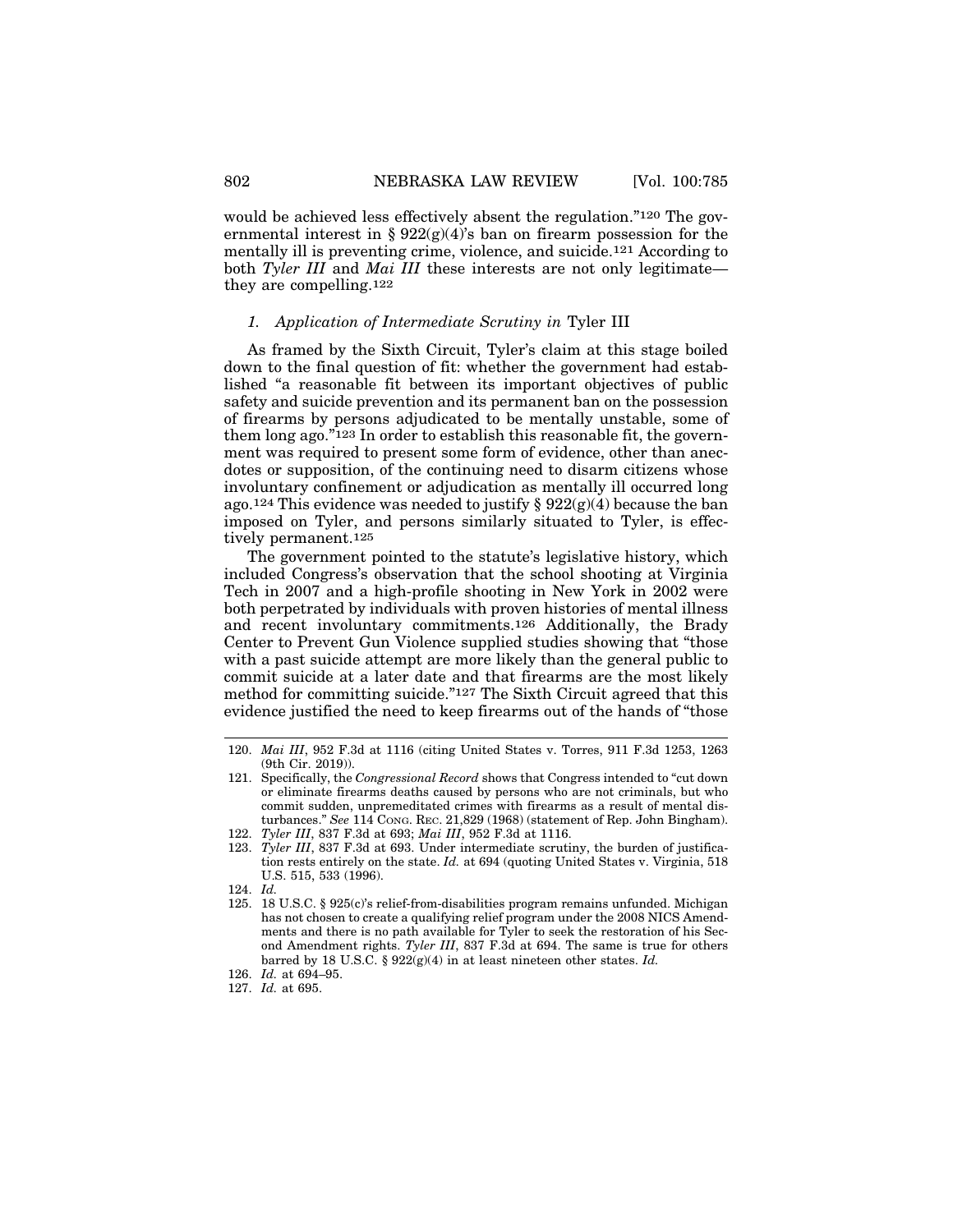would be achieved less effectively absent the regulation."[120] The governmental interest in § 922(g)(4)'s ban on firearm possession for the mentally ill is preventing crime, violence, and suicide.[121] According to both *Tyler III* and *Mai III* these interests are not only legitimate—they are compelling.[122]

#### *1. Application of Intermediate Scrutiny in* Tyler III

As framed by the Sixth Circuit, Tyler's claim at this stage boiled down to the final question of fit: whether the government had established "a reasonable fit between its important objectives of public safety and suicide prevention and its permanent ban on the possession of firearms by persons adjudicated to be mentally unstable, some of them long ago."[123] In order to establish this reasonable fit, the government was required to present some form of evidence, other than anecdotes or supposition, of the continuing need to disarm citizens whose involuntary confinement or adjudication as mentally ill occurred long ago.[124] This evidence was needed to justify § 922(g)(4) because the ban imposed on Tyler, and persons similarly situated to Tyler, is effectively permanent.[125]

The government pointed to the statute's legislative history, which included Congress's observation that the school shooting at Virginia Tech in 2007 and a high-profile shooting in New York in 2002 were both perpetrated by individuals with proven histories of mental illness and recent involuntary commitments.[126] Additionally, the Brady Center to Prevent Gun Violence supplied studies showing that "those with a past suicide attempt are more likely than the general public to commit suicide at a later date and that firearms are the most likely method for committing suicide."[127] The Sixth Circuit agreed that this evidence justified the need to keep firearms out of the hands of "those

---

120. *Mai III*, 952 F.3d at 1116 (citing United States v. Torres, 911 F.3d 1253, 1263 (9th Cir. 2019)).

121. Specifically, the *Congressional Record* shows that Congress intended to "cut down or eliminate firearms deaths caused by persons who are not criminals, but who commit sudden, unpremeditated crimes with firearms as a result of mental disturbances." *See* 114 CONG. REC. 21,829 (1968) (statement of Rep. John Bingham).

122. *Tyler III*, 837 F.3d at 693; *Mai III*, 952 F.3d at 1116.

123. *Tyler III*, 837 F.3d at 693. Under intermediate scrutiny, the burden of justification rests entirely on the state. *Id.* at 694 (quoting United States v. Virginia, 518 U.S. 515, 533 (1996).

124. *Id.*

125. 18 U.S.C. § 925(c)'s relief-from-disabilities program remains unfunded. Michigan has not chosen to create a qualifying relief program under the 2008 NICS Amendments and there is no path available for Tyler to seek the restoration of his Second Amendment rights. *Tyler III*, 837 F.3d at 694. The same is true for others barred by 18 U.S.C. § 922(g)(4) in at least nineteen other states. *Id.*

126. *Id.* at 694–95.

127. *Id.* at 695.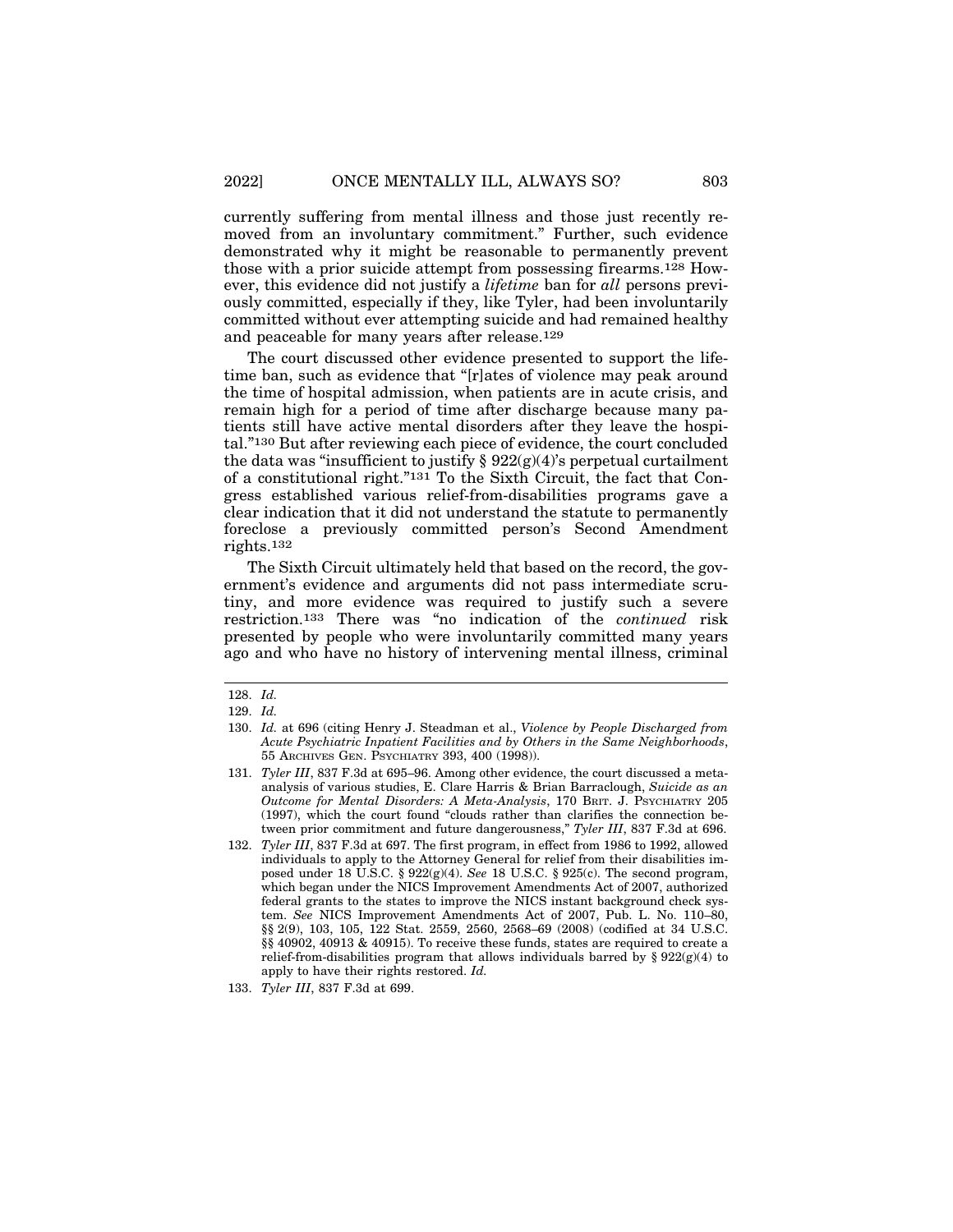currently suffering from mental illness and those just recently removed from an involuntary commitment." Further, such evidence demonstrated why it might be reasonable to permanently prevent those with a prior suicide attempt from possessing firearms.[128] However, this evidence did not justify a *lifetime* ban for *all* persons previously committed, especially if they, like Tyler, had been involuntarily committed without ever attempting suicide and had remained healthy and peaceable for many years after release.[129]

The court discussed other evidence presented to support the lifetime ban, such as evidence that "[r]ates of violence may peak around the time of hospital admission, when patients are in acute crisis, and remain high for a period of time after discharge because many patients still have active mental disorders after they leave the hospital."[130] But after reviewing each piece of evidence, the court concluded the data was "insufficient to justify § 922(g)(4)'s perpetual curtailment of a constitutional right."[131] To the Sixth Circuit, the fact that Congress established various relief-from-disabilities programs gave a clear indication that it did not understand the statute to permanently foreclose a previously committed person's Second Amendment rights.[132]

The Sixth Circuit ultimately held that based on the record, the government's evidence and arguments did not pass intermediate scrutiny, and more evidence was required to justify such a severe restriction.[133] There was "no indication of the *continued* risk presented by people who were involuntarily committed many years ago and who have no history of intervening mental illness, criminal

---

128. *Id.*

129. *Id.*

130. *Id.* at 696 (citing Henry J. Steadman et al., *Violence by People Discharged from Acute Psychiatric Inpatient Facilities and by Others in the Same Neighborhoods*, 55 ARCHIVES GEN. PSYCHIATRY 393, 400 (1998)).

131. *Tyler III*, 837 F.3d at 695–96. Among other evidence, the court discussed a meta-analysis of various studies, E. Clare Harris & Brian Barraclough, *Suicide as an Outcome for Mental Disorders: A Meta-Analysis*, 170 BRIT. J. PSYCHIATRY 205 (1997), which the court found "clouds rather than clarifies the connection between prior commitment and future dangerousness," *Tyler III*, 837 F.3d at 696.

132. *Tyler III*, 837 F.3d at 697. The first program, in effect from 1986 to 1992, allowed individuals to apply to the Attorney General for relief from their disabilities imposed under 18 U.S.C. § 922(g)(4). *See* 18 U.S.C. § 925(c). The second program, which began under the NICS Improvement Amendments Act of 2007, authorized federal grants to the states to improve the NICS instant background check system. *See* NICS Improvement Amendments Act of 2007, Pub. L. No. 110–80, §§ 2(9), 103, 105, 122 Stat. 2559, 2560, 2568–69 (2008) (codified at 34 U.S.C. §§ 40902, 40913 & 40915). To receive these funds, states are required to create a relief-from-disabilities program that allows individuals barred by § 922(g)(4) to apply to have their rights restored. *Id.*

133. *Tyler III*, 837 F.3d at 699.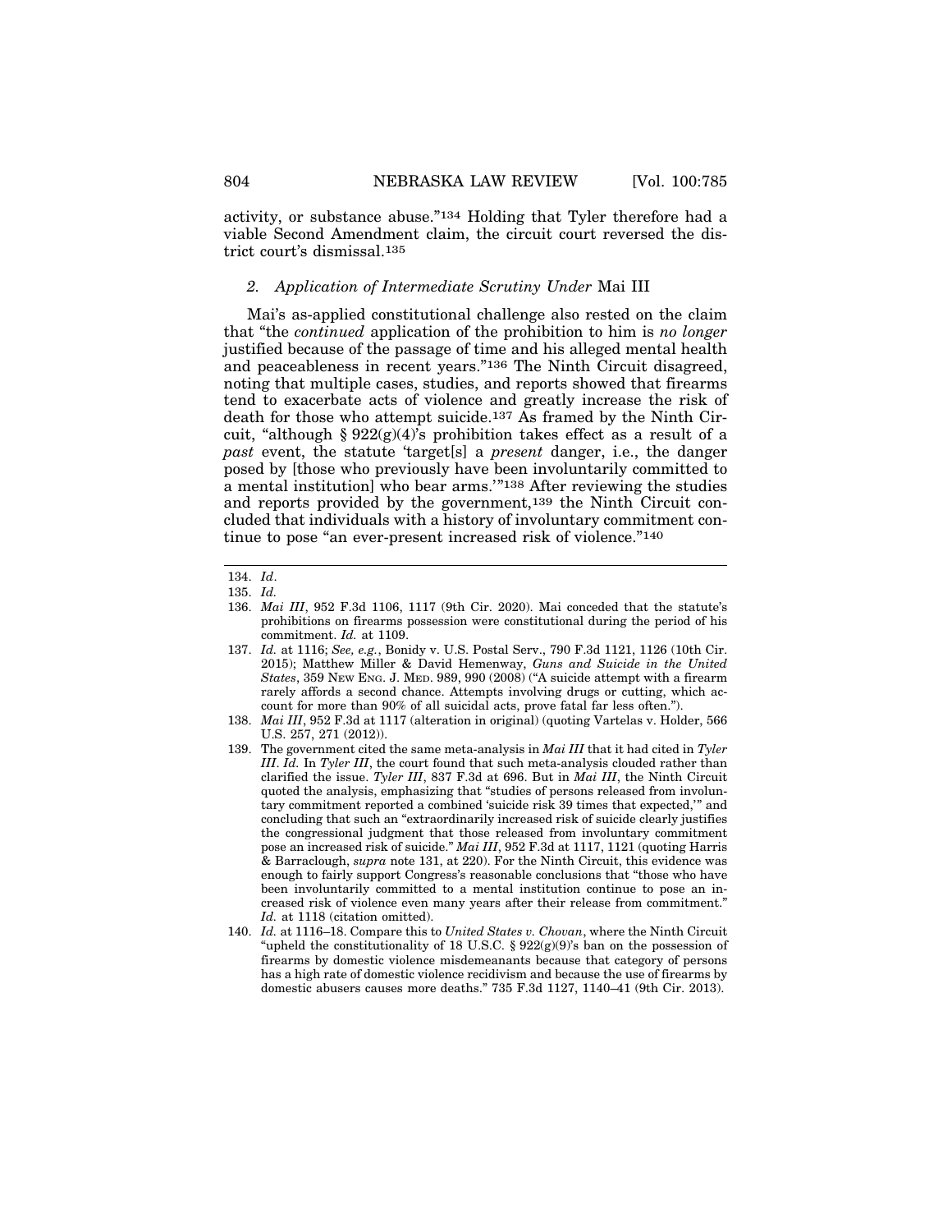activity, or substance abuse."[134] Holding that Tyler therefore had a viable Second Amendment claim, the circuit court reversed the district court's dismissal.[135]

### 2. *Application of Intermediate Scrutiny Under* Mai III

Mai's as-applied constitutional challenge also rested on the claim that "the *continued* application of the prohibition to him is *no longer* justified because of the passage of time and his alleged mental health and peaceableness in recent years."[136] The Ninth Circuit disagreed, noting that multiple cases, studies, and reports showed that firearms tend to exacerbate acts of violence and greatly increase the risk of death for those who attempt suicide.[137] As framed by the Ninth Circuit, "although § 922(g)(4)'s prohibition takes effect as a result of a *past* event, the statute 'target[s] a *present* danger, i.e., the danger posed by [those who previously have been involuntarily committed to a mental institution] who bear arms.'"[138] After reviewing the studies and reports provided by the government,[139] the Ninth Circuit concluded that individuals with a history of involuntary commitment continue to pose "an ever-present increased risk of violence."[140]

---

134. *Id*.

135. *Id.*

136. *Mai III*, 952 F.3d 1106, 1117 (9th Cir. 2020). Mai conceded that the statute's prohibitions on firearms possession were constitutional during the period of his commitment. *Id.* at 1109.

137. *Id.* at 1116; *See, e.g.*, Bonidy v. U.S. Postal Serv., 790 F.3d 1121, 1126 (10th Cir. 2015); Matthew Miller & David Hemenway, *Guns and Suicide in the United States*, 359 NEW ENG. J. MED. 989, 990 (2008) ("A suicide attempt with a firearm rarely affords a second chance. Attempts involving drugs or cutting, which account for more than 90% of all suicidal acts, prove fatal far less often.").

138. *Mai III*, 952 F.3d at 1117 (alteration in original) (quoting Vartelas v. Holder, 566 U.S. 257, 271 (2012)).

139. The government cited the same meta-analysis in *Mai III* that it had cited in *Tyler III*. *Id.* In *Tyler III*, the court found that such meta-analysis clouded rather than clarified the issue. *Tyler III*, 837 F.3d at 696. But in *Mai III*, the Ninth Circuit quoted the analysis, emphasizing that "studies of persons released from involuntary commitment reported a combined 'suicide risk 39 times that expected,'" and concluding that such an "extraordinarily increased risk of suicide clearly justifies the congressional judgment that those released from involuntary commitment pose an increased risk of suicide." *Mai III*, 952 F.3d at 1117, 1121 (quoting Harris & Barraclough, *supra* note 131, at 220). For the Ninth Circuit, this evidence was enough to fairly support Congress's reasonable conclusions that "those who have been involuntarily committed to a mental institution continue to pose an increased risk of violence even many years after their release from commitment." *Id.* at 1118 (citation omitted).

140. *Id.* at 1116–18. Compare this to *United States v. Chovan*, where the Ninth Circuit "upheld the constitutionality of 18 U.S.C. § 922(g)(9)'s ban on the possession of firearms by domestic violence misdemeanants because that category of persons has a high rate of domestic violence recidivism and because the use of firearms by domestic abusers causes more deaths." 735 F.3d 1127, 1140–41 (9th Cir. 2013).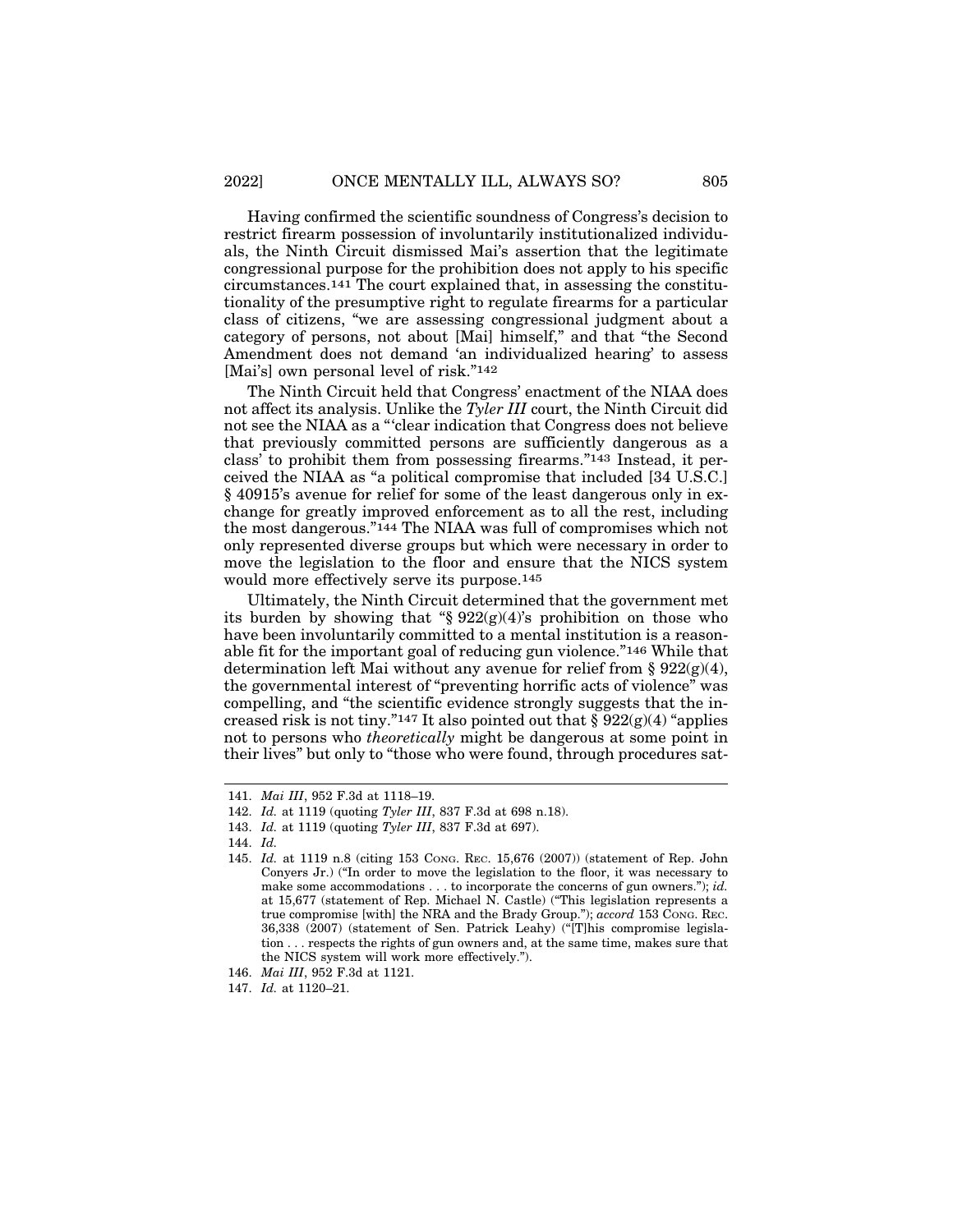Having confirmed the scientific soundness of Congress's decision to restrict firearm possession of involuntarily institutionalized individuals, the Ninth Circuit dismissed Mai's assertion that the legitimate congressional purpose for the prohibition does not apply to his specific circumstances.[141] The court explained that, in assessing the constitutionality of the presumptive right to regulate firearms for a particular class of citizens, "we are assessing congressional judgment about a category of persons, not about [Mai] himself," and that "the Second Amendment does not demand 'an individualized hearing' to assess [Mai's] own personal level of risk."[142]

The Ninth Circuit held that Congress' enactment of the NIAA does not affect its analysis. Unlike the *Tyler III* court, the Ninth Circuit did not see the NIAA as a "'clear indication that Congress does not believe that previously committed persons are sufficiently dangerous as a class' to prohibit them from possessing firearms."[143] Instead, it perceived the NIAA as "a political compromise that included [34 U.S.C.] § 40915's avenue for relief for some of the least dangerous only in exchange for greatly improved enforcement as to all the rest, including the most dangerous."[144] The NIAA was full of compromises which not only represented diverse groups but which were necessary in order to move the legislation to the floor and ensure that the NICS system would more effectively serve its purpose.[145]

Ultimately, the Ninth Circuit determined that the government met its burden by showing that "§ 922(g)(4)'s prohibition on those who have been involuntarily committed to a mental institution is a reasonable fit for the important goal of reducing gun violence."[146] While that determination left Mai without any avenue for relief from § 922(g)(4), the governmental interest of "preventing horrific acts of violence" was compelling, and "the scientific evidence strongly suggests that the increased risk is not tiny."[147] It also pointed out that § 922(g)(4) "applies not to persons who *theoretically* might be dangerous at some point in their lives" but only to "those who were found, through procedures sat-

---

141. *Mai III*, 952 F.3d at 1118–19.

142. *Id.* at 1119 (quoting *Tyler III*, 837 F.3d at 698 n.18).

143. *Id.* at 1119 (quoting *Tyler III*, 837 F.3d at 697).

144. *Id.*

145. *Id.* at 1119 n.8 (citing 153 CONG. REC. 15,676 (2007)) (statement of Rep. John Conyers Jr.) ("In order to move the legislation to the floor, it was necessary to make some accommodations . . . to incorporate the concerns of gun owners."); *id.* at 15,677 (statement of Rep. Michael N. Castle) ("This legislation represents a true compromise [with] the NRA and the Brady Group."); *accord* 153 CONG. REC. 36,338 (2007) (statement of Sen. Patrick Leahy) ("[T]his compromise legislation . . . respects the rights of gun owners and, at the same time, makes sure that the NICS system will work more effectively.").

146. *Mai III*, 952 F.3d at 1121.

147. *Id.* at 1120–21.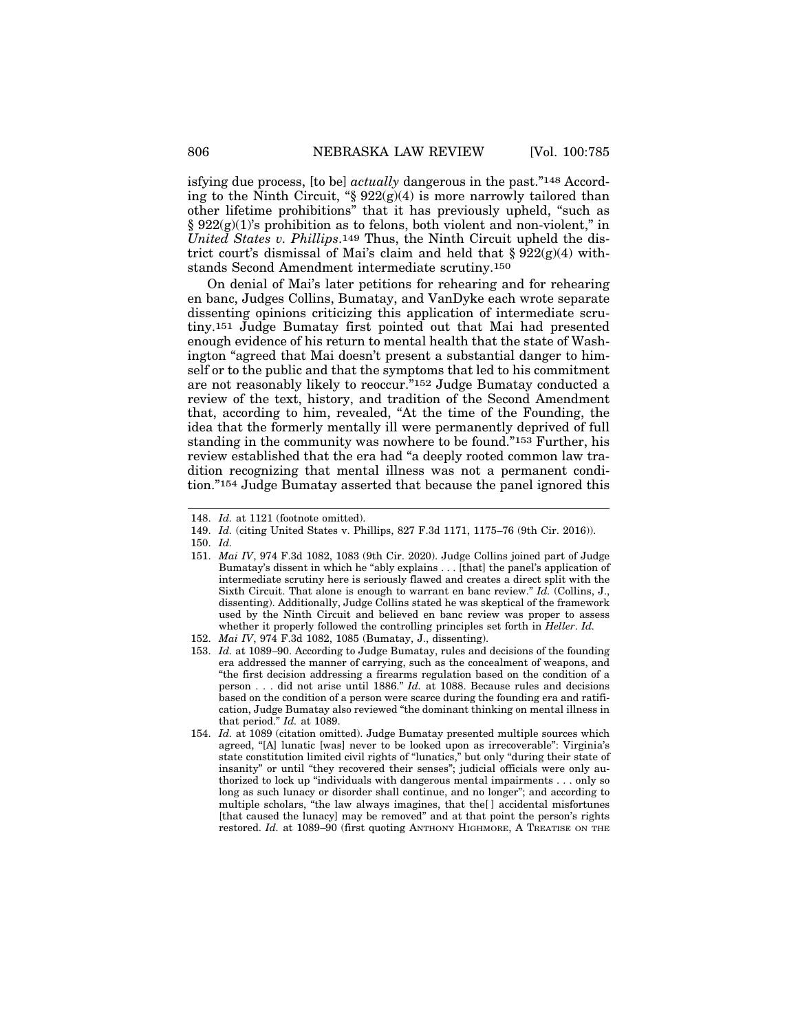isfying due process, [to be] *actually* dangerous in the past."[148] According to the Ninth Circuit, "§ 922(g)(4) is more narrowly tailored than other lifetime prohibitions" that it has previously upheld, "such as § 922(g)(1)'s prohibition as to felons, both violent and non-violent," in *United States v. Phillips*.[149] Thus, the Ninth Circuit upheld the district court's dismissal of Mai's claim and held that § 922(g)(4) withstands Second Amendment intermediate scrutiny.[150]

On denial of Mai's later petitions for rehearing and for rehearing en banc, Judges Collins, Bumatay, and VanDyke each wrote separate dissenting opinions criticizing this application of intermediate scrutiny.[151] Judge Bumatay first pointed out that Mai had presented enough evidence of his return to mental health that the state of Washington "agreed that Mai doesn't present a substantial danger to himself or to the public and that the symptoms that led to his commitment are not reasonably likely to reoccur."[152] Judge Bumatay conducted a review of the text, history, and tradition of the Second Amendment that, according to him, revealed, "At the time of the Founding, the idea that the formerly mentally ill were permanently deprived of full standing in the community was nowhere to be found."[153] Further, his review established that the era had "a deeply rooted common law tradition recognizing that mental illness was not a permanent condition."[154] Judge Bumatay asserted that because the panel ignored this

---

148. *Id.* at 1121 (footnote omitted).

149. *Id.* (citing United States v. Phillips, 827 F.3d 1171, 1175–76 (9th Cir. 2016)).

150. *Id.*

151. *Mai IV*, 974 F.3d 1082, 1083 (9th Cir. 2020). Judge Collins joined part of Judge Bumatay's dissent in which he "ably explains . . . [that] the panel's application of intermediate scrutiny here is seriously flawed and creates a direct split with the Sixth Circuit. That alone is enough to warrant en banc review." *Id.* (Collins, J., dissenting). Additionally, Judge Collins stated he was skeptical of the framework used by the Ninth Circuit and believed en banc review was proper to assess whether it properly followed the controlling principles set forth in *Heller*. *Id.*

152. *Mai IV*, 974 F.3d 1082, 1085 (Bumatay, J., dissenting).

153. *Id.* at 1089–90. According to Judge Bumatay, rules and decisions of the founding era addressed the manner of carrying, such as the concealment of weapons, and "the first decision addressing a firearms regulation based on the condition of a person . . . did not arise until 1886." *Id.* at 1088. Because rules and decisions based on the condition of a person were scarce during the founding era and ratification, Judge Bumatay also reviewed "the dominant thinking on mental illness in that period." *Id.* at 1089.

154. *Id.* at 1089 (citation omitted). Judge Bumatay presented multiple sources which agreed, "[A] lunatic [was] never to be looked upon as irrecoverable": Virginia's state constitution limited civil rights of "lunatics," but only "during their state of insanity" or until "they recovered their senses"; judicial officials were only authorized to lock up "individuals with dangerous mental impairments . . . only so long as such lunacy or disorder shall continue, and no longer"; and according to multiple scholars, "the law always imagines, that the[ ] accidental misfortunes [that caused the lunacy] may be removed" and at that point the person's rights restored. *Id.* at 1089–90 (first quoting ANTHONY HIGHMORE, A TREATISE ON THE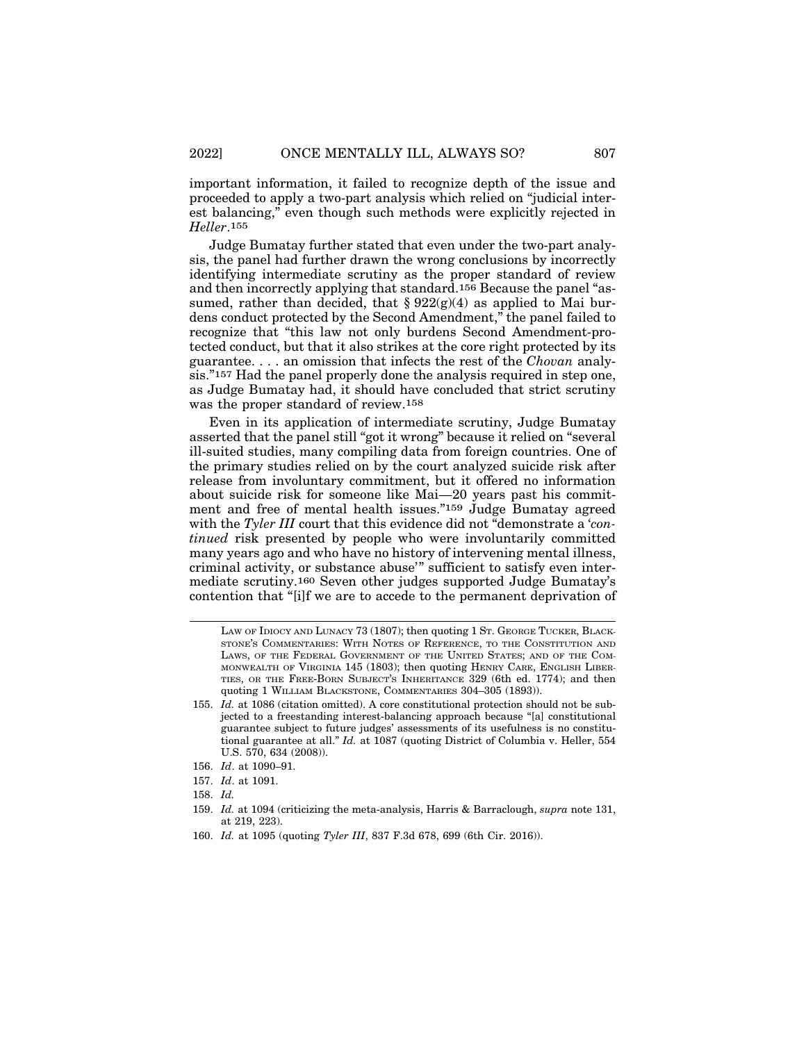important information, it failed to recognize depth of the issue and proceeded to apply a two-part analysis which relied on "judicial interest balancing," even though such methods were explicitly rejected in *Heller*.[155]

Judge Bumatay further stated that even under the two-part analysis, the panel had further drawn the wrong conclusions by incorrectly identifying intermediate scrutiny as the proper standard of review and then incorrectly applying that standard.[156] Because the panel "assumed, rather than decided, that § 922(g)(4) as applied to Mai burdens conduct protected by the Second Amendment," the panel failed to recognize that "this law not only burdens Second Amendment-protected conduct, but that it also strikes at the core right protected by its guarantee. . . . an omission that infects the rest of the *Chovan* analysis."[157] Had the panel properly done the analysis required in step one, as Judge Bumatay had, it should have concluded that strict scrutiny was the proper standard of review.[158]

Even in its application of intermediate scrutiny, Judge Bumatay asserted that the panel still "got it wrong" because it relied on "several ill-suited studies, many compiling data from foreign countries. One of the primary studies relied on by the court analyzed suicide risk after release from involuntary commitment, but it offered no information about suicide risk for someone like Mai—20 years past his commitment and free of mental health issues."[159] Judge Bumatay agreed with the *Tyler III* court that this evidence did not "demonstrate a '*continued* risk presented by people who were involuntarily committed many years ago and who have no history of intervening mental illness, criminal activity, or substance abuse'" sufficient to satisfy even intermediate scrutiny.[160] Seven other judges supported Judge Bumatay's contention that "[i]f we are to accede to the permanent deprivation of

---

LAW OF IDIOCY AND LUNACY 73 (1807); then quoting 1 ST. GEORGE TUCKER, BLACKSTONE'S COMMENTARIES: WITH NOTES OF REFERENCE, TO THE CONSTITUTION AND LAWS, OF THE FEDERAL GOVERNMENT OF THE UNITED STATES; AND OF THE COMMONWEALTH OF VIRGINIA 145 (1803); then quoting HENRY CARE, ENGLISH LIBERTIES, OR THE FREE-BORN SUBJECT'S INHERITANCE 329 (6th ed. 1774); and then quoting 1 WILLIAM BLACKSTONE, COMMENTARIES 304–305 (1893)).

155. *Id.* at 1086 (citation omitted). A core constitutional protection should not be subjected to a freestanding interest-balancing approach because "[a] constitutional guarantee subject to future judges' assessments of its usefulness is no constitutional guarantee at all." *Id.* at 1087 (quoting District of Columbia v. Heller, 554 U.S. 570, 634 (2008)).

156. *Id*. at 1090–91.

157. *Id*. at 1091.

158. *Id.*

159. *Id.* at 1094 (criticizing the meta-analysis, Harris & Barraclough, *supra* note 131, at 219, 223).

160. *Id.* at 1095 (quoting *Tyler III*, 837 F.3d 678, 699 (6th Cir. 2016)).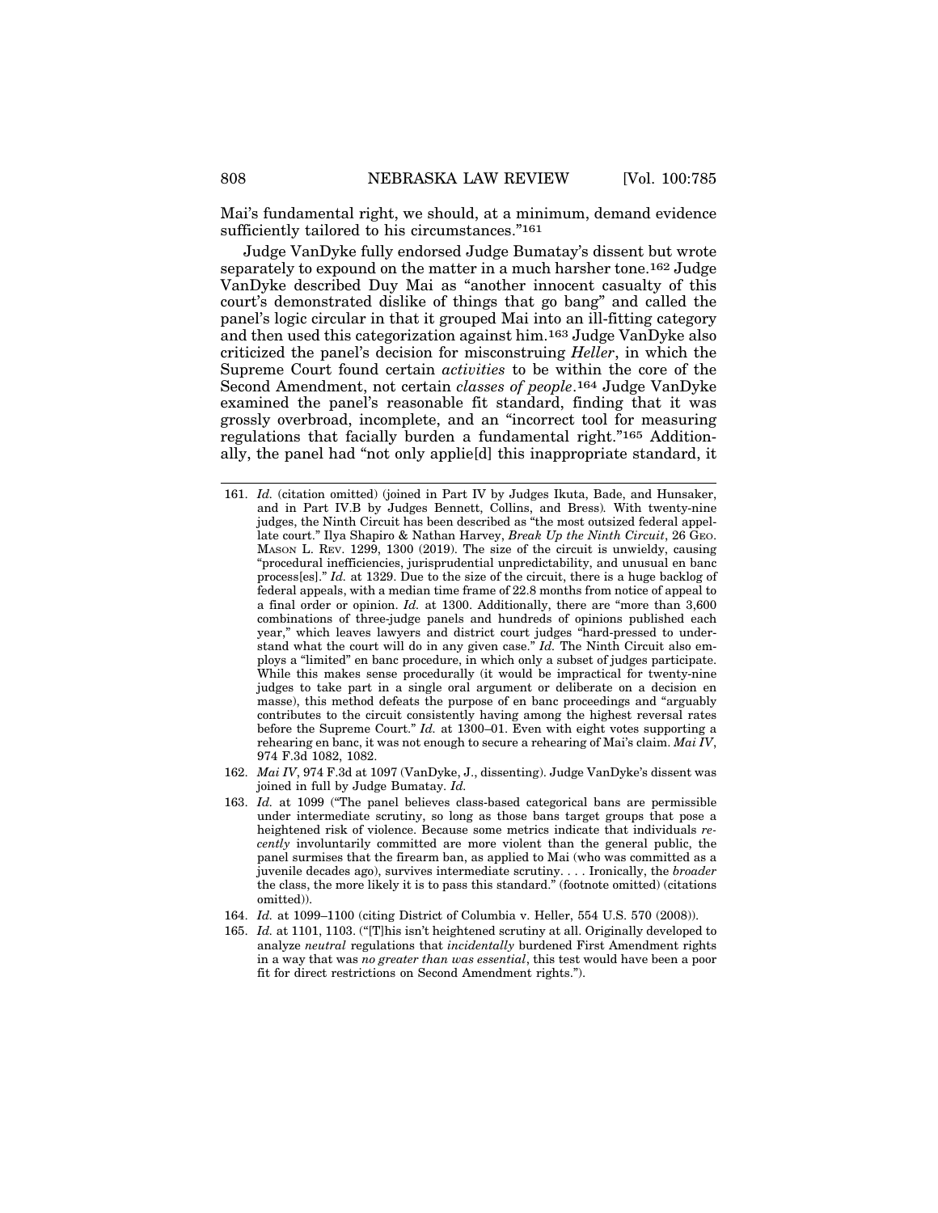Mai's fundamental right, we should, at a minimum, demand evidence sufficiently tailored to his circumstances."[161]

Judge VanDyke fully endorsed Judge Bumatay's dissent but wrote separately to expound on the matter in a much harsher tone.[162] Judge VanDyke described Duy Mai as "another innocent casualty of this court's demonstrated dislike of things that go bang" and called the panel's logic circular in that it grouped Mai into an ill-fitting category and then used this categorization against him.[163] Judge VanDyke also criticized the panel's decision for misconstruing *Heller*, in which the Supreme Court found certain *activities* to be within the core of the Second Amendment, not certain *classes of people*.[164] Judge VanDyke examined the panel's reasonable fit standard, finding that it was grossly overbroad, incomplete, and an "incorrect tool for measuring regulations that facially burden a fundamental right."[165] Additionally, the panel had "not only applie[d] this inappropriate standard, it

---

161. *Id.* (citation omitted) (joined in Part IV by Judges Ikuta, Bade, and Hunsaker, and in Part IV.B by Judges Bennett, Collins, and Bress). With twenty-nine judges, the Ninth Circuit has been described as "the most outsized federal appellate court." Ilya Shapiro & Nathan Harvey, *Break Up the Ninth Circuit*, 26 GEO. MASON L. REV. 1299, 1300 (2019). The size of the circuit is unwieldy, causing "procedural inefficiencies, jurisprudential unpredictability, and unusual en banc process[es]." *Id.* at 1329. Due to the size of the circuit, there is a huge backlog of federal appeals, with a median time frame of 22.8 months from notice of appeal to a final order or opinion. *Id.* at 1300. Additionally, there are "more than 3,600 combinations of three-judge panels and hundreds of opinions published each year," which leaves lawyers and district court judges "hard-pressed to understand what the court will do in any given case." *Id.* The Ninth Circuit also employs a "limited" en banc procedure, in which only a subset of judges participate. While this makes sense procedurally (it would be impractical for twenty-nine judges to take part in a single oral argument or deliberate on a decision en masse), this method defeats the purpose of en banc proceedings and "arguably contributes to the circuit consistently having among the highest reversal rates before the Supreme Court." *Id.* at 1300–01. Even with eight votes supporting a rehearing en banc, it was not enough to secure a rehearing of Mai's claim. *Mai IV*, 974 F.3d 1082, 1082.

162. *Mai IV*, 974 F.3d at 1097 (VanDyke, J., dissenting). Judge VanDyke's dissent was joined in full by Judge Bumatay. *Id.*

163. *Id.* at 1099 ("The panel believes class-based categorical bans are permissible under intermediate scrutiny, so long as those bans target groups that pose a heightened risk of violence. Because some metrics indicate that individuals *recently* involuntarily committed are more violent than the general public, the panel surmises that the firearm ban, as applied to Mai (who was committed as a juvenile decades ago), survives intermediate scrutiny. . . . Ironically, the *broader* the class, the more likely it is to pass this standard." (footnote omitted) (citations omitted)).

164. *Id.* at 1099–1100 (citing District of Columbia v. Heller, 554 U.S. 570 (2008)).

165. *Id.* at 1101, 1103. ("[T]his isn't heightened scrutiny at all. Originally developed to analyze *neutral* regulations that *incidentally* burdened First Amendment rights in a way that was *no greater than was essential*, this test would have been a poor fit for direct restrictions on Second Amendment rights.").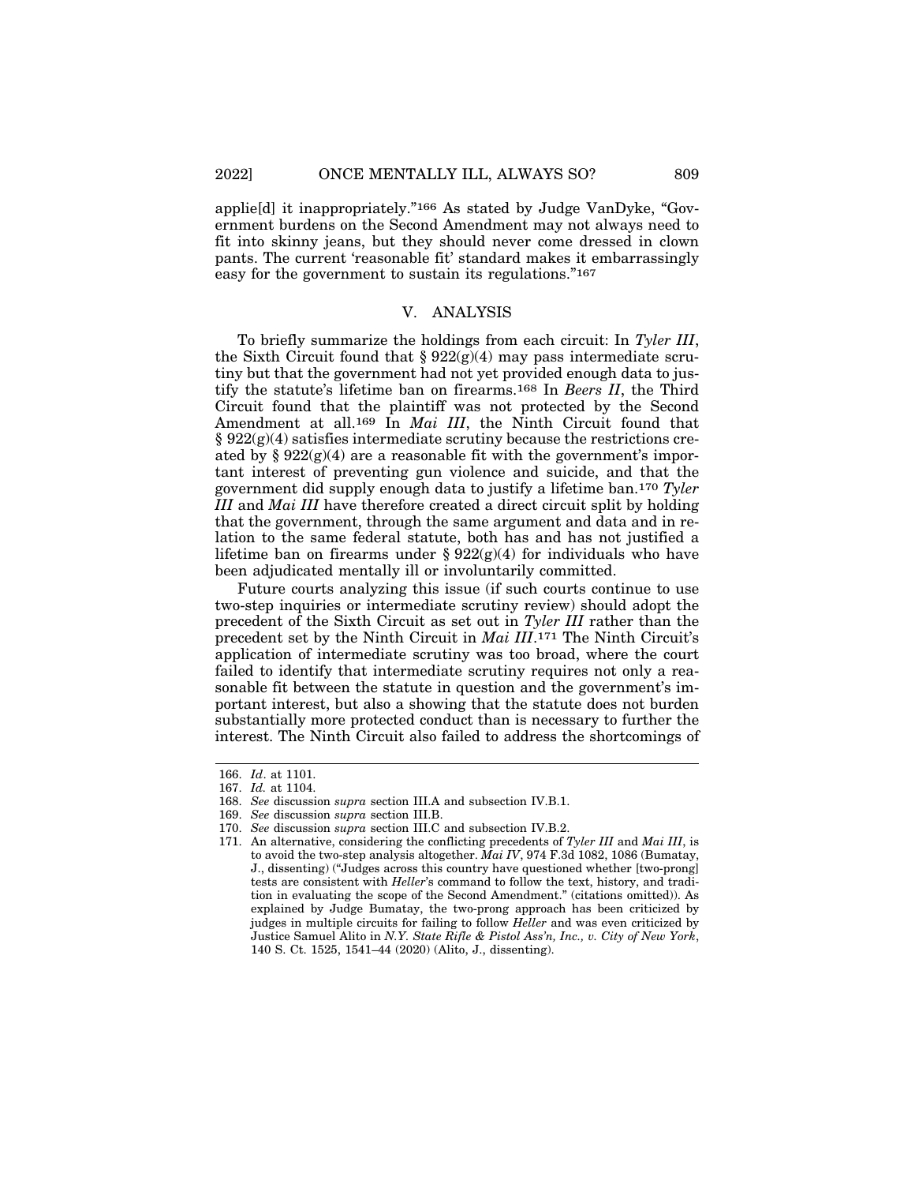applie[d] it inappropriately."[166] As stated by Judge VanDyke, "Government burdens on the Second Amendment may not always need to fit into skinny jeans, but they should never come dressed in clown pants. The current 'reasonable fit' standard makes it embarrassingly easy for the government to sustain its regulations."[167]

## V. ANALYSIS

To briefly summarize the holdings from each circuit: In *Tyler III*, the Sixth Circuit found that § 922(g)(4) may pass intermediate scrutiny but that the government had not yet provided enough data to justify the statute's lifetime ban on firearms.[168] In *Beers II*, the Third Circuit found that the plaintiff was not protected by the Second Amendment at all.[169] In *Mai III*, the Ninth Circuit found that § 922(g)(4) satisfies intermediate scrutiny because the restrictions created by § 922(g)(4) are a reasonable fit with the government's important interest of preventing gun violence and suicide, and that the government did supply enough data to justify a lifetime ban.[170] *Tyler III* and *Mai III* have therefore created a direct circuit split by holding that the government, through the same argument and data and in relation to the same federal statute, both has and has not justified a lifetime ban on firearms under § 922(g)(4) for individuals who have been adjudicated mentally ill or involuntarily committed.

Future courts analyzing this issue (if such courts continue to use two-step inquiries or intermediate scrutiny review) should adopt the precedent of the Sixth Circuit as set out in *Tyler III* rather than the precedent set by the Ninth Circuit in *Mai III*.[171] The Ninth Circuit's application of intermediate scrutiny was too broad, where the court failed to identify that intermediate scrutiny requires not only a reasonable fit between the statute in question and the government's important interest, but also a showing that the statute does not burden substantially more protected conduct than is necessary to further the interest. The Ninth Circuit also failed to address the shortcomings of

---

166. *Id*. at 1101.

167. *Id.* at 1104.

168. *See* discussion *supra* section III.A and subsection IV.B.1.

169. *See* discussion *supra* section III.B.

170. *See* discussion *supra* section III.C and subsection IV.B.2.

171. An alternative, considering the conflicting precedents of *Tyler III* and *Mai III*, is to avoid the two-step analysis altogether. *Mai IV*, 974 F.3d 1082, 1086 (Bumatay, J., dissenting) ("Judges across this country have questioned whether [two-prong] tests are consistent with *Heller*'s command to follow the text, history, and tradition in evaluating the scope of the Second Amendment." (citations omitted)). As explained by Judge Bumatay, the two-prong approach has been criticized by judges in multiple circuits for failing to follow *Heller* and was even criticized by Justice Samuel Alito in *N.Y. State Rifle & Pistol Ass'n, Inc., v. City of New York*, 140 S. Ct. 1525, 1541–44 (2020) (Alito, J., dissenting).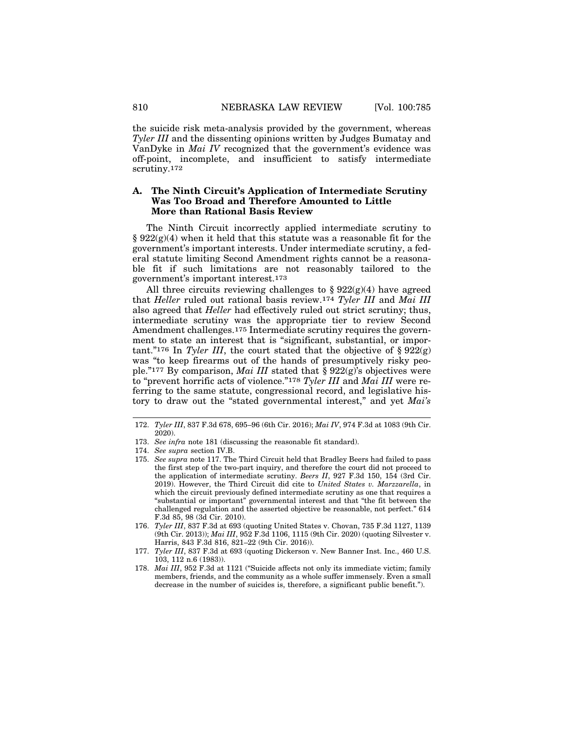the suicide risk meta-analysis provided by the government, whereas *Tyler III* and the dissenting opinions written by Judges Bumatay and VanDyke in *Mai IV* recognized that the government's evidence was off-point, incomplete, and insufficient to satisfy intermediate scrutiny.[172]

### A. The Ninth Circuit's Application of Intermediate Scrutiny Was Too Broad and Therefore Amounted to Little More than Rational Basis Review

The Ninth Circuit incorrectly applied intermediate scrutiny to § 922(g)(4) when it held that this statute was a reasonable fit for the government's important interests. Under intermediate scrutiny, a federal statute limiting Second Amendment rights cannot be a reasonable fit if such limitations are not reasonably tailored to the government's important interest.[173]

All three circuits reviewing challenges to § 922(g)(4) have agreed that *Heller* ruled out rational basis review.[174] *Tyler III* and *Mai III* also agreed that *Heller* had effectively ruled out strict scrutiny; thus, intermediate scrutiny was the appropriate tier to review Second Amendment challenges.[175] Intermediate scrutiny requires the government to state an interest that is "significant, substantial, or important."[176] In *Tyler III*, the court stated that the objective of § 922(g) was "to keep firearms out of the hands of presumptively risky people."[177] By comparison, *Mai III* stated that § 922(g)'s objectives were to "prevent horrific acts of violence."[178] *Tyler III* and *Mai III* were referring to the same statute, congressional record, and legislative history to draw out the "stated governmental interest," and yet *Mai's*

---

172. *Tyler III*, 837 F.3d 678, 695–96 (6th Cir. 2016); *Mai IV*, 974 F.3d at 1083 (9th Cir. 2020).

173. *See infra* note 181 (discussing the reasonable fit standard).

174. *See supra* section IV.B.

175. *See supra* note 117. The Third Circuit held that Bradley Beers had failed to pass the first step of the two-part inquiry, and therefore the court did not proceed to the application of intermediate scrutiny. *Beers II*, 927 F.3d 150, 154 (3rd Cir. 2019). However, the Third Circuit did cite to *United States v. Marzzarella*, in which the circuit previously defined intermediate scrutiny as one that requires a "substantial or important" governmental interest and that "the fit between the challenged regulation and the asserted objective be reasonable, not perfect." 614 F.3d 85, 98 (3d Cir. 2010).

176. *Tyler III*, 837 F.3d at 693 (quoting United States v. Chovan, 735 F.3d 1127, 1139 (9th Cir. 2013)); *Mai III*, 952 F.3d 1106, 1115 (9th Cir. 2020) (quoting Silvester v. Harris, 843 F.3d 816, 821–22 (9th Cir. 2016)).

177. *Tyler III*, 837 F.3d at 693 (quoting Dickerson v. New Banner Inst. Inc., 460 U.S. 103, 112 n.6 (1983)).

178. *Mai III*, 952 F.3d at 1121 ("Suicide affects not only its immediate victim; family members, friends, and the community as a whole suffer immensely. Even a small decrease in the number of suicides is, therefore, a significant public benefit.").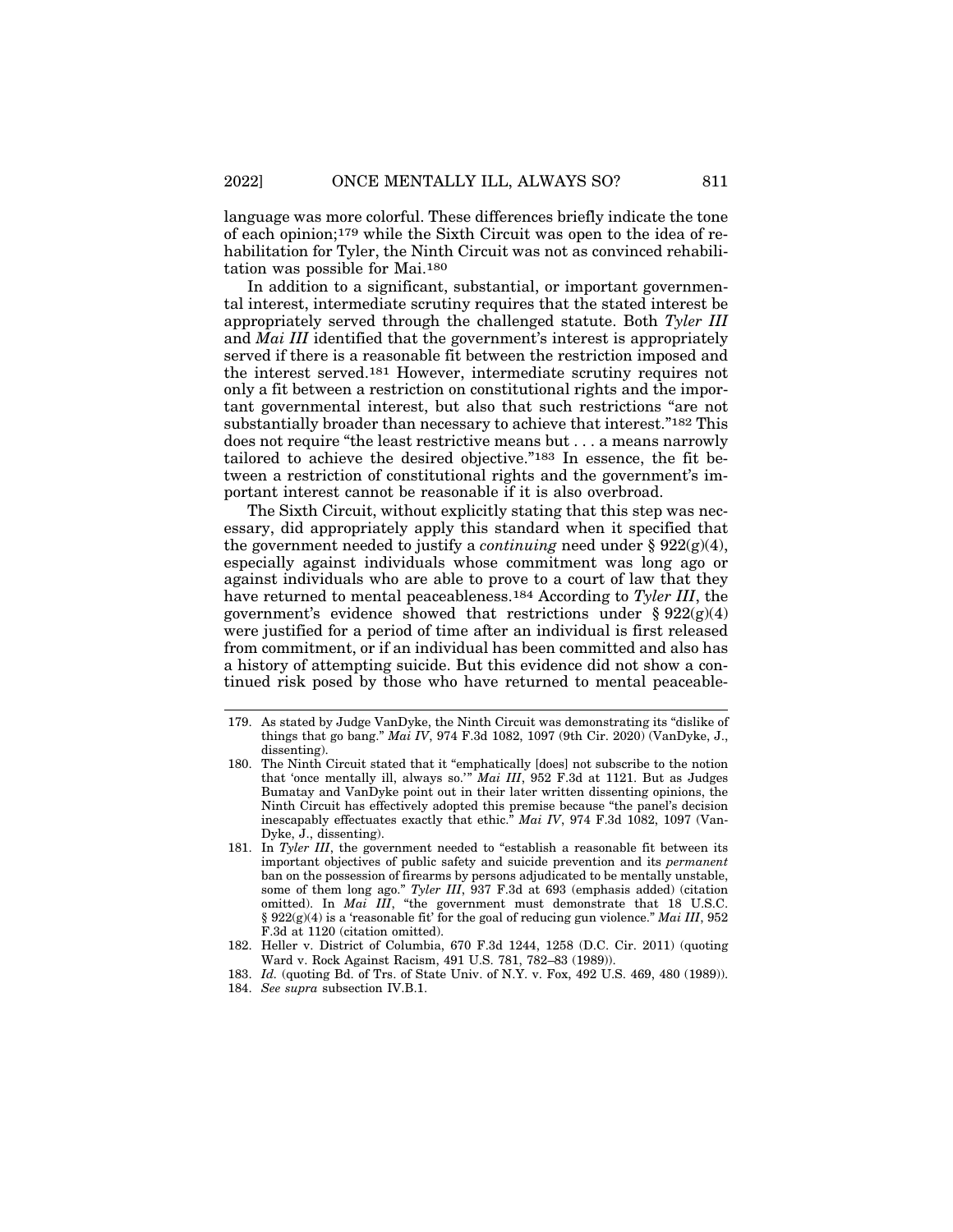language was more colorful. These differences briefly indicate the tone of each opinion;[179] while the Sixth Circuit was open to the idea of rehabilitation for Tyler, the Ninth Circuit was not as convinced rehabilitation was possible for Mai.[180]

In addition to a significant, substantial, or important governmental interest, intermediate scrutiny requires that the stated interest be appropriately served through the challenged statute. Both *Tyler III* and *Mai III* identified that the government's interest is appropriately served if there is a reasonable fit between the restriction imposed and the interest served.[181] However, intermediate scrutiny requires not only a fit between a restriction on constitutional rights and the important governmental interest, but also that such restrictions "are not substantially broader than necessary to achieve that interest."[182] This does not require "the least restrictive means but . . . a means narrowly tailored to achieve the desired objective."[183] In essence, the fit between a restriction of constitutional rights and the government's important interest cannot be reasonable if it is also overbroad.

The Sixth Circuit, without explicitly stating that this step was necessary, did appropriately apply this standard when it specified that the government needed to justify a *continuing* need under § 922(g)(4), especially against individuals whose commitment was long ago or against individuals who are able to prove to a court of law that they have returned to mental peaceableness.[184] According to *Tyler III*, the government's evidence showed that restrictions under § 922(g)(4) were justified for a period of time after an individual is first released from commitment, or if an individual has been committed and also has a history of attempting suicide. But this evidence did not show a continued risk posed by those who have returned to mental peaceable-

---

179. As stated by Judge VanDyke, the Ninth Circuit was demonstrating its "dislike of things that go bang." *Mai IV*, 974 F.3d 1082, 1097 (9th Cir. 2020) (VanDyke, J., dissenting).

180. The Ninth Circuit stated that it "emphatically [does] not subscribe to the notion that 'once mentally ill, always so.'" *Mai III*, 952 F.3d at 1121. But as Judges Bumatay and VanDyke point out in their later written dissenting opinions, the Ninth Circuit has effectively adopted this premise because "the panel's decision inescapably effectuates exactly that ethic." *Mai IV*, 974 F.3d 1082, 1097 (VanDyke, J., dissenting).

181. In *Tyler III*, the government needed to "establish a reasonable fit between its important objectives of public safety and suicide prevention and its *permanent* ban on the possession of firearms by persons adjudicated to be mentally unstable, some of them long ago." *Tyler III*, 937 F.3d at 693 (emphasis added) (citation omitted). In *Mai III*, "the government must demonstrate that 18 U.S.C. § 922(g)(4) is a 'reasonable fit' for the goal of reducing gun violence." *Mai III*, 952 F.3d at 1120 (citation omitted).

182. Heller v. District of Columbia, 670 F.3d 1244, 1258 (D.C. Cir. 2011) (quoting Ward v. Rock Against Racism, 491 U.S. 781, 782–83 (1989)).

183. *Id.* (quoting Bd. of Trs. of State Univ. of N.Y. v. Fox, 492 U.S. 469, 480 (1989)).

184. *See supra* subsection IV.B.1.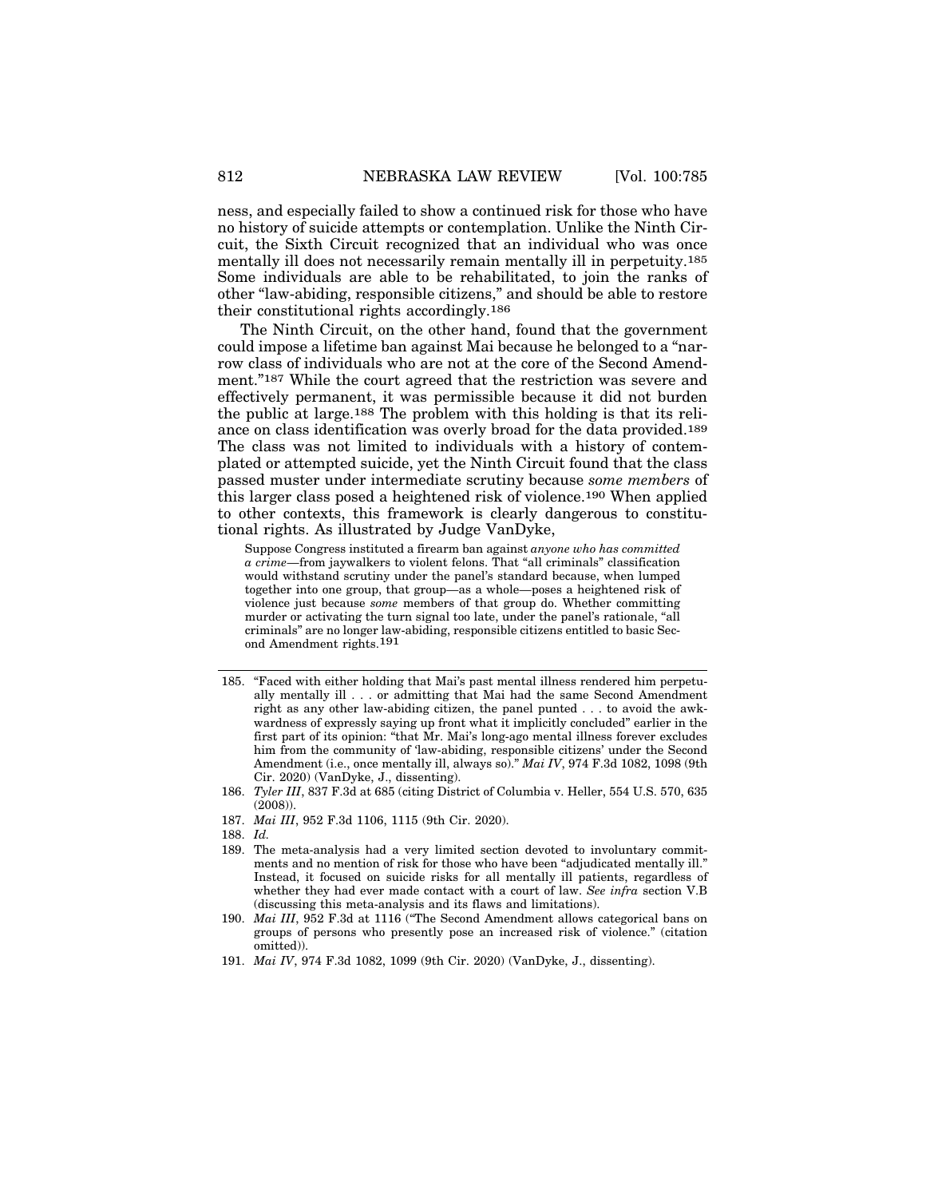ness, and especially failed to show a continued risk for those who have no history of suicide attempts or contemplation. Unlike the Ninth Circuit, the Sixth Circuit recognized that an individual who was once mentally ill does not necessarily remain mentally ill in perpetuity.[185] Some individuals are able to be rehabilitated, to join the ranks of other "law-abiding, responsible citizens," and should be able to restore their constitutional rights accordingly.[186]

The Ninth Circuit, on the other hand, found that the government could impose a lifetime ban against Mai because he belonged to a "narrow class of individuals who are not at the core of the Second Amendment."[187] While the court agreed that the restriction was severe and effectively permanent, it was permissible because it did not burden the public at large.[188] The problem with this holding is that its reliance on class identification was overly broad for the data provided.[189] The class was not limited to individuals with a history of contemplated or attempted suicide, yet the Ninth Circuit found that the class passed muster under intermediate scrutiny because *some members* of this larger class posed a heightened risk of violence.[190] When applied to other contexts, this framework is clearly dangerous to constitutional rights. As illustrated by Judge VanDyke,

> Suppose Congress instituted a firearm ban against *anyone who has committed a crime*—from jaywalkers to violent felons. That "all criminals" classification would withstand scrutiny under the panel's standard because, when lumped together into one group, that group—as a whole—poses a heightened risk of violence just because *some* members of that group do. Whether committing murder or activating the turn signal too late, under the panel's rationale, "all criminals" are no longer law-abiding, responsible citizens entitled to basic Second Amendment rights.[191]

---

185. "Faced with either holding that Mai's past mental illness rendered him perpetually mentally ill . . . or admitting that Mai had the same Second Amendment right as any other law-abiding citizen, the panel punted . . . to avoid the awkwardness of expressly saying up front what it implicitly concluded" earlier in the first part of its opinion: "that Mr. Mai's long-ago mental illness forever excludes him from the community of 'law-abiding, responsible citizens' under the Second Amendment (i.e., once mentally ill, always so)." *Mai IV*, 974 F.3d 1082, 1098 (9th Cir. 2020) (VanDyke, J., dissenting).

186. *Tyler III*, 837 F.3d at 685 (citing District of Columbia v. Heller, 554 U.S. 570, 635 (2008)).

187. *Mai III*, 952 F.3d 1106, 1115 (9th Cir. 2020).

188. *Id.*

189. The meta-analysis had a very limited section devoted to involuntary commitments and no mention of risk for those who have been "adjudicated mentally ill." Instead, it focused on suicide risks for all mentally ill patients, regardless of whether they had ever made contact with a court of law. *See infra* section V.B (discussing this meta-analysis and its flaws and limitations).

190. *Mai III*, 952 F.3d at 1116 ("The Second Amendment allows categorical bans on groups of persons who presently pose an increased risk of violence." (citation omitted)).

191. *Mai IV*, 974 F.3d 1082, 1099 (9th Cir. 2020) (VanDyke, J., dissenting).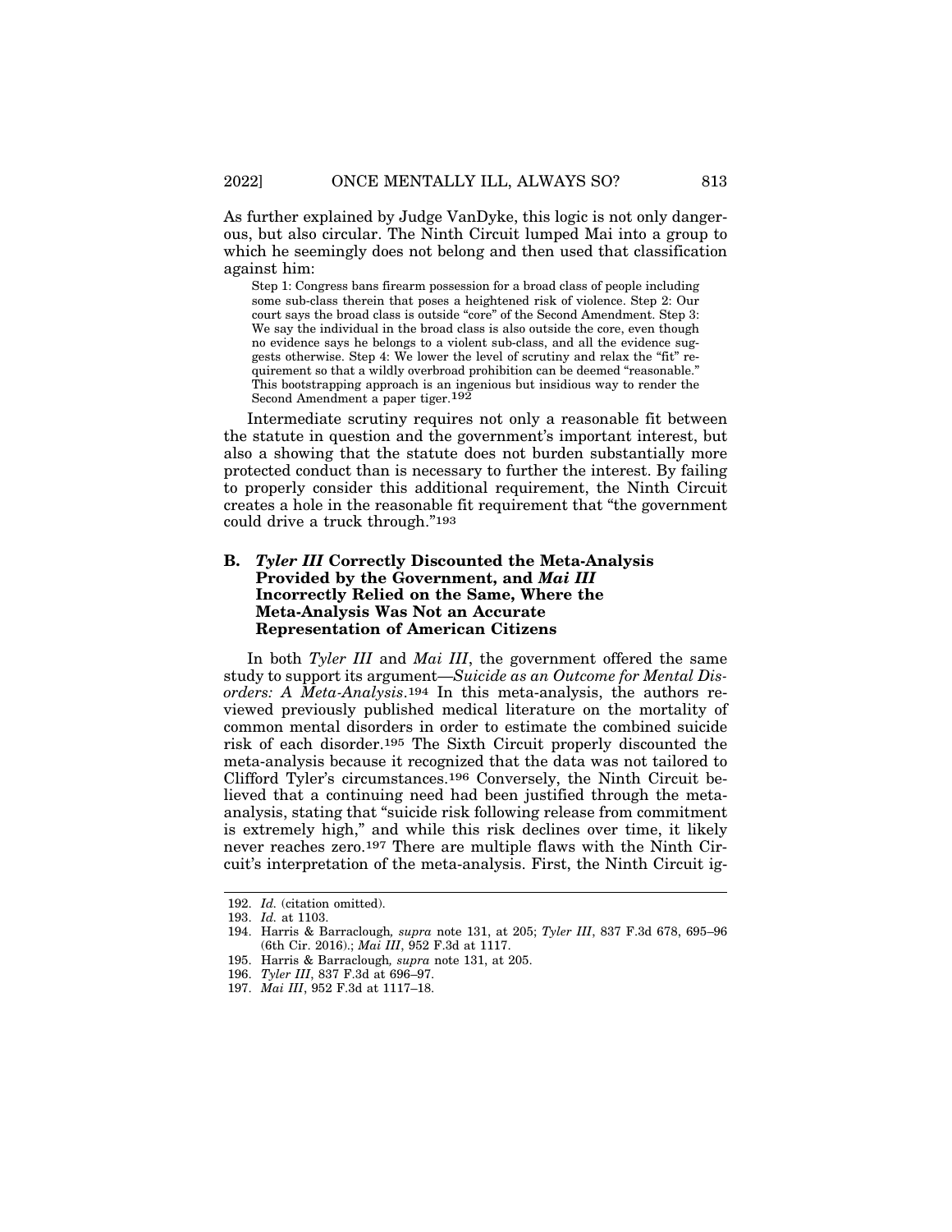As further explained by Judge VanDyke, this logic is not only dangerous, but also circular. The Ninth Circuit lumped Mai into a group to which he seemingly does not belong and then used that classification against him:

> Step 1: Congress bans firearm possession for a broad class of people including some sub-class therein that poses a heightened risk of violence. Step 2: Our court says the broad class is outside "core" of the Second Amendment. Step 3: We say the individual in the broad class is also outside the core, even though no evidence says he belongs to a violent sub-class, and all the evidence suggests otherwise. Step 4: We lower the level of scrutiny and relax the "fit" requirement so that a wildly overbroad prohibition can be deemed "reasonable." This bootstrapping approach is an ingenious but insidious way to render the Second Amendment a paper tiger.[192]

Intermediate scrutiny requires not only a reasonable fit between the statute in question and the government's important interest, but also a showing that the statute does not burden substantially more protected conduct than is necessary to further the interest. By failing to properly consider this additional requirement, the Ninth Circuit creates a hole in the reasonable fit requirement that "the government could drive a truck through."[193]

### B. *Tyler III* Correctly Discounted the Meta-Analysis Provided by the Government, and *Mai III* Incorrectly Relied on the Same, Where the Meta-Analysis Was Not an Accurate Representation of American Citizens

In both *Tyler III* and *Mai III*, the government offered the same study to support its argument—*Suicide as an Outcome for Mental Disorders: A Meta-Analysis*.[194] In this meta-analysis, the authors reviewed previously published medical literature on the mortality of common mental disorders in order to estimate the combined suicide risk of each disorder.[195] The Sixth Circuit properly discounted the meta-analysis because it recognized that the data was not tailored to Clifford Tyler's circumstances.[196] Conversely, the Ninth Circuit believed that a continuing need had been justified through the meta-analysis, stating that "suicide risk following release from commitment is extremely high," and while this risk declines over time, it likely never reaches zero.[197] There are multiple flaws with the Ninth Circuit's interpretation of the meta-analysis. First, the Ninth Circuit ig-

---

192. *Id.* (citation omitted).

193. *Id.* at 1103.

194. Harris & Barraclough*, supra* note 131, at 205; *Tyler III*, 837 F.3d 678, 695–96 (6th Cir. 2016).; *Mai III*, 952 F.3d at 1117.

195. Harris & Barraclough*, supra* note 131, at 205.

196. *Tyler III*, 837 F.3d at 696–97.

197. *Mai III*, 952 F.3d at 1117–18.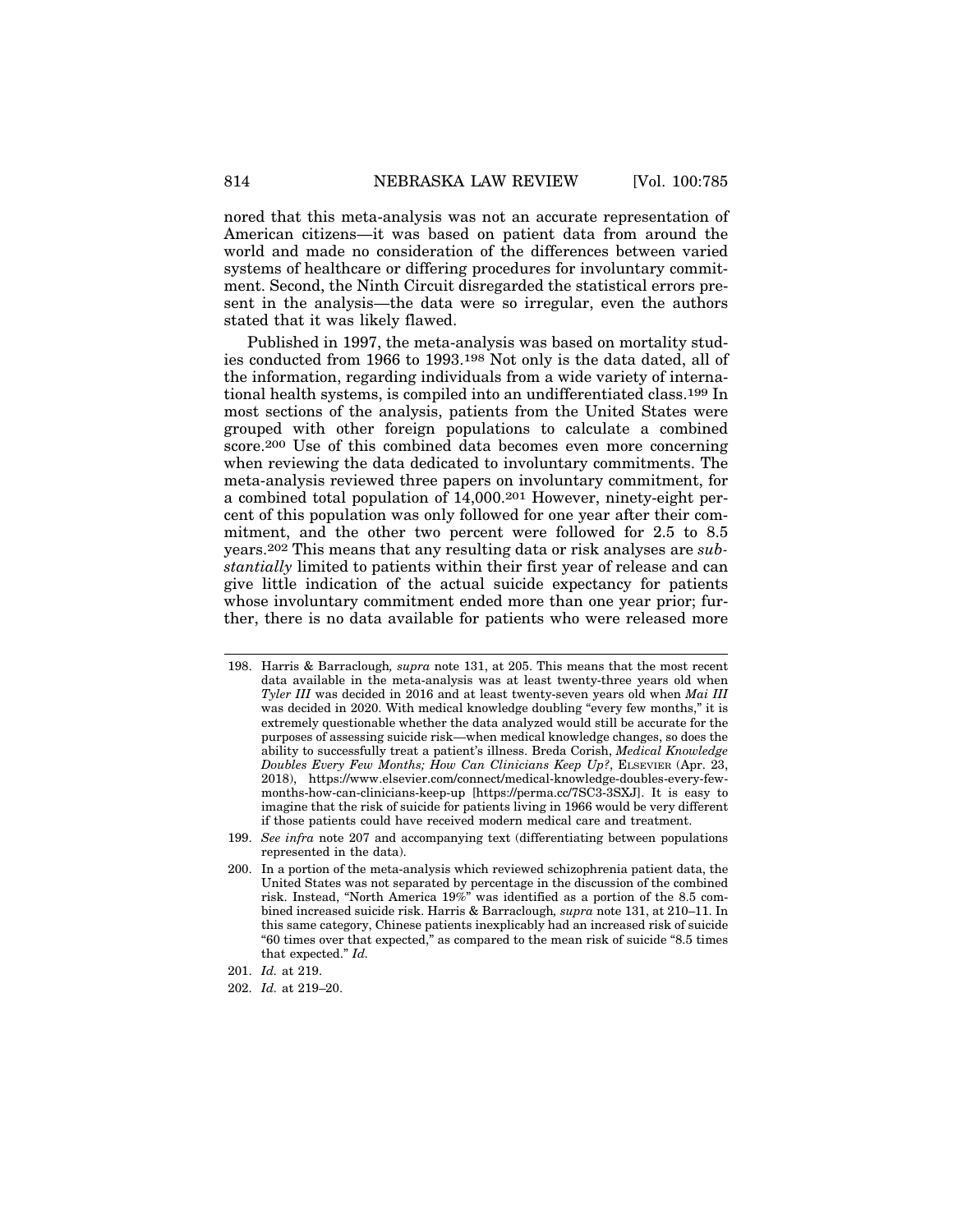nored that this meta-analysis was not an accurate representation of American citizens—it was based on patient data from around the world and made no consideration of the differences between varied systems of healthcare or differing procedures for involuntary commitment. Second, the Ninth Circuit disregarded the statistical errors present in the analysis—the data were so irregular, even the authors stated that it was likely flawed.

Published in 1997, the meta-analysis was based on mortality studies conducted from 1966 to 1993.[198] Not only is the data dated, all of the information, regarding individuals from a wide variety of international health systems, is compiled into an undifferentiated class.[199] In most sections of the analysis, patients from the United States were grouped with other foreign populations to calculate a combined score.[200] Use of this combined data becomes even more concerning when reviewing the data dedicated to involuntary commitments. The meta-analysis reviewed three papers on involuntary commitment, for a combined total population of 14,000.[201] However, ninety-eight percent of this population was only followed for one year after their commitment, and the other two percent were followed for 2.5 to 8.5 years.[202] This means that any resulting data or risk analyses are *substantially* limited to patients within their first year of release and can give little indication of the actual suicide expectancy for patients whose involuntary commitment ended more than one year prior; further, there is no data available for patients who were released more

---

198. Harris & Barraclough*, supra* note 131, at 205. This means that the most recent data available in the meta-analysis was at least twenty-three years old when *Tyler III* was decided in 2016 and at least twenty-seven years old when *Mai III* was decided in 2020. With medical knowledge doubling "every few months," it is extremely questionable whether the data analyzed would still be accurate for the purposes of assessing suicide risk—when medical knowledge changes, so does the ability to successfully treat a patient's illness. Breda Corish, *Medical Knowledge Doubles Every Few Months; How Can Clinicians Keep Up?*, ELSEVIER (Apr. 23, 2018), https://www.elsevier.com/connect/medical-knowledge-doubles-every-few-months-how-can-clinicians-keep-up [https://perma.cc/7SC3-3SXJ]. It is easy to imagine that the risk of suicide for patients living in 1966 would be very different if those patients could have received modern medical care and treatment.

199. *See infra* note 207 and accompanying text (differentiating between populations represented in the data).

200. In a portion of the meta-analysis which reviewed schizophrenia patient data, the United States was not separated by percentage in the discussion of the combined risk. Instead, "North America 19%" was identified as a portion of the 8.5 combined increased suicide risk. Harris & Barraclough*, supra* note 131, at 210–11. In this same category, Chinese patients inexplicably had an increased risk of suicide "60 times over that expected," as compared to the mean risk of suicide "8.5 times that expected." *Id.*

201. *Id.* at 219.

202. *Id.* at 219–20.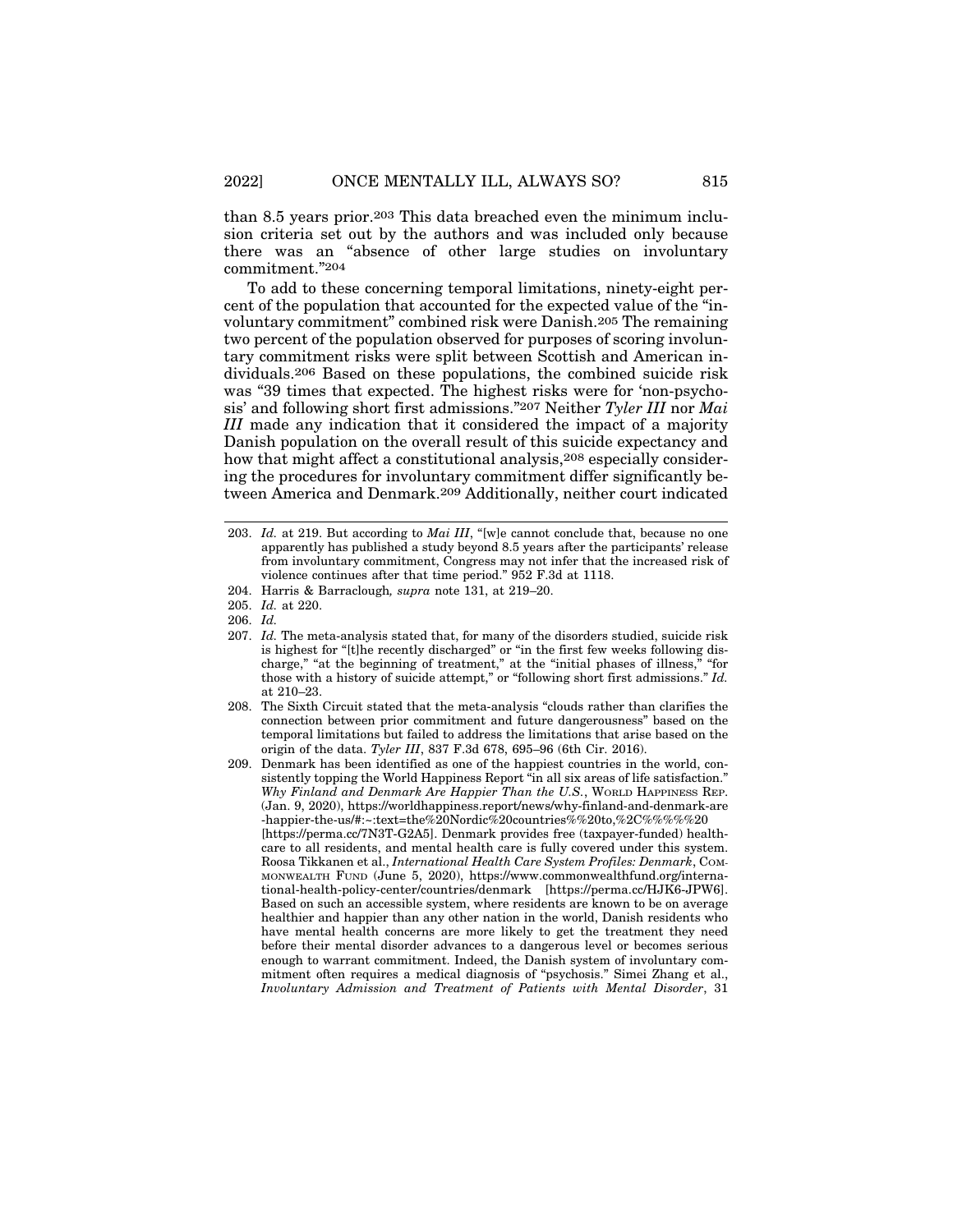than 8.5 years prior.[203] This data breached even the minimum inclusion criteria set out by the authors and was included only because there was an "absence of other large studies on involuntary commitment."[204]

To add to these concerning temporal limitations, ninety-eight percent of the population that accounted for the expected value of the "involuntary commitment" combined risk were Danish.[205] The remaining two percent of the population observed for purposes of scoring involuntary commitment risks were split between Scottish and American individuals.[206] Based on these populations, the combined suicide risk was "39 times that expected. The highest risks were for 'non-psychosis' and following short first admissions."[207] Neither *Tyler III* nor *Mai III* made any indication that it considered the impact of a majority Danish population on the overall result of this suicide expectancy and how that might affect a constitutional analysis,[208] especially considering the procedures for involuntary commitment differ significantly between America and Denmark.[209] Additionally, neither court indicated

---

203. *Id.* at 219. But according to *Mai III*, "[w]e cannot conclude that, because no one apparently has published a study beyond 8.5 years after the participants' release from involuntary commitment, Congress may not infer that the increased risk of violence continues after that time period." 952 F.3d at 1118.

204. Harris & Barraclough*, supra* note 131, at 219–20.

205. *Id.* at 220.

206. *Id.*

207. *Id.* The meta-analysis stated that, for many of the disorders studied, suicide risk is highest for "[t]he recently discharged" or "in the first few weeks following discharge," "at the beginning of treatment," at the "initial phases of illness," "for those with a history of suicide attempt," or "following short first admissions." *Id.* at 210–23.

208. The Sixth Circuit stated that the meta-analysis "clouds rather than clarifies the connection between prior commitment and future dangerousness" based on the temporal limitations but failed to address the limitations that arise based on the origin of the data. *Tyler III*, 837 F.3d 678, 695–96 (6th Cir. 2016).

209. Denmark has been identified as one of the happiest countries in the world, consistently topping the World Happiness Report "in all six areas of life satisfaction." *Why Finland and Denmark Are Happier Than the U.S.*, WORLD HAPPINESS REP. (Jan. 9, 2020), https://worldhappiness.report/news/why-finland-and-denmark-are-happier-the-us/#:~:text=the%20Nordic%20countries%20to,%2C%%%%%20 [https://perma.cc/7N3T-G2A5]. Denmark provides free (taxpayer-funded) healthcare to all residents, and mental health care is fully covered under this system. Roosa Tikkanen et al., *International Health Care System Profiles: Denmark*, COMMONWEALTH FUND (June 5, 2020), https://www.commonwealthfund.org/international-health-policy-center/countries/denmark [https://perma.cc/HJK6-JPW6]. Based on such an accessible system, where residents are known to be on average healthier and happier than any other nation in the world, Danish residents who have mental health concerns are more likely to get the treatment they need before their mental disorder advances to a dangerous level or becomes serious enough to warrant commitment. Indeed, the Danish system of involuntary commitment often requires a medical diagnosis of "psychosis." Simei Zhang et al., *Involuntary Admission and Treatment of Patients with Mental Disorder*, 31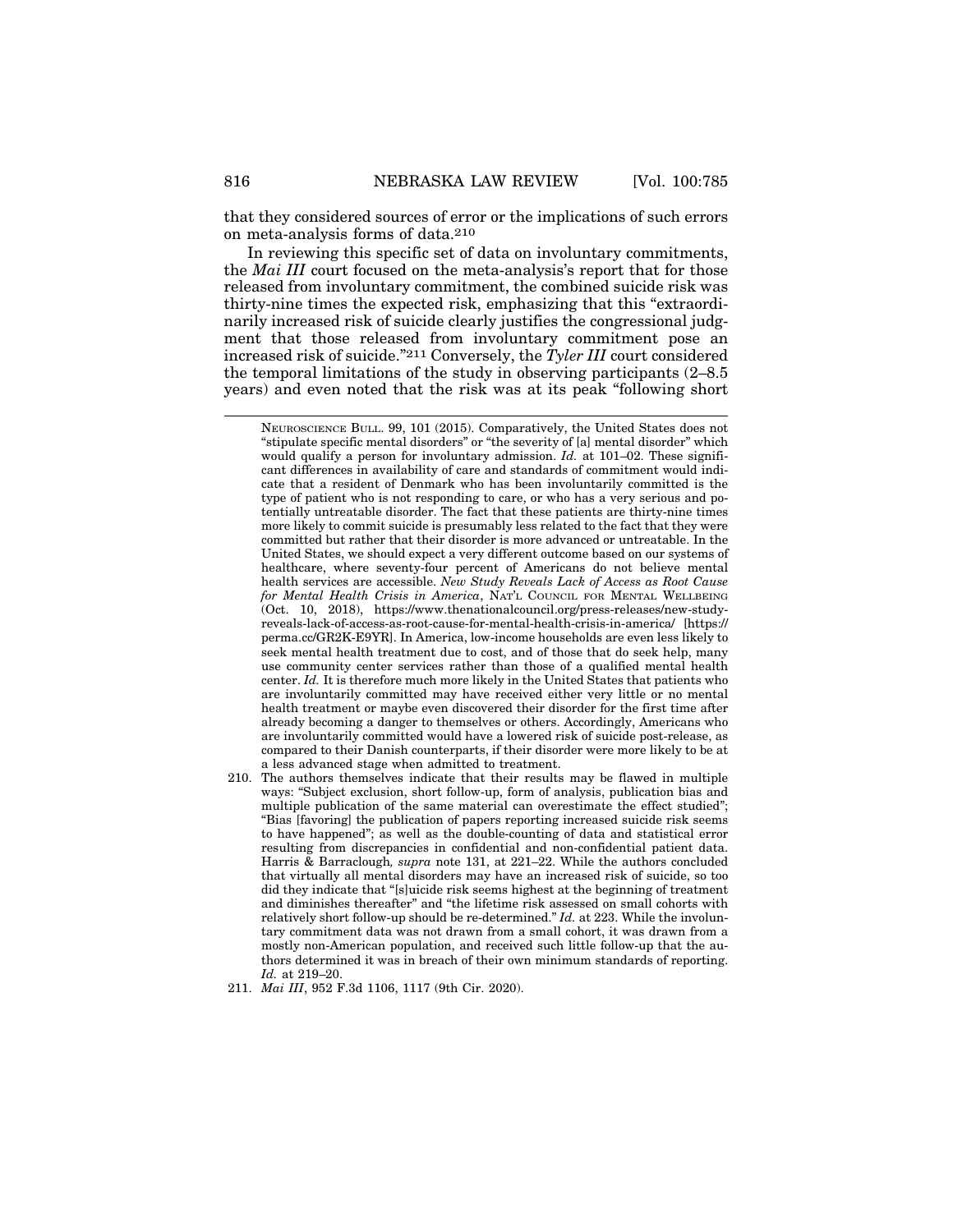that they considered sources of error or the implications of such errors on meta-analysis forms of data.[210]

In reviewing this specific set of data on involuntary commitments, the *Mai III* court focused on the meta-analysis's report that for those released from involuntary commitment, the combined suicide risk was thirty-nine times the expected risk, emphasizing that this "extraordinarily increased risk of suicide clearly justifies the congressional judgment that those released from involuntary commitment pose an increased risk of suicide."[211] Conversely, the *Tyler III* court considered the temporal limitations of the study in observing participants (2–8.5 years) and even noted that the risk was at its peak "following short

---

NEUROSCIENCE BULL. 99, 101 (2015). Comparatively, the United States does not "stipulate specific mental disorders" or "the severity of [a] mental disorder" which would qualify a person for involuntary admission. *Id.* at 101–02. These significant differences in availability of care and standards of commitment would indicate that a resident of Denmark who has been involuntarily committed is the type of patient who is not responding to care, or who has a very serious and potentially untreatable disorder. The fact that these patients are thirty-nine times more likely to commit suicide is presumably less related to the fact that they were committed but rather that their disorder is more advanced or untreatable. In the United States, we should expect a very different outcome based on our systems of healthcare, where seventy-four percent of Americans do not believe mental health services are accessible. *New Study Reveals Lack of Access as Root Cause for Mental Health Crisis in America*, NAT'L COUNCIL FOR MENTAL WELLBEING (Oct. 10, 2018), https://www.thenationalcouncil.org/press-releases/new-study-reveals-lack-of-access-as-root-cause-for-mental-health-crisis-in-america/ [https://perma.cc/GR2K-E9YR]. In America, low-income households are even less likely to seek mental health treatment due to cost, and of those that do seek help, many use community center services rather than those of a qualified mental health center. *Id.* It is therefore much more likely in the United States that patients who are involuntarily committed may have received either very little or no mental health treatment or maybe even discovered their disorder for the first time after already becoming a danger to themselves or others. Accordingly, Americans who are involuntarily committed would have a lowered risk of suicide post-release, as compared to their Danish counterparts, if their disorder were more likely to be at a less advanced stage when admitted to treatment.

210. The authors themselves indicate that their results may be flawed in multiple ways: "Subject exclusion, short follow-up, form of analysis, publication bias and multiple publication of the same material can overestimate the effect studied"; "Bias [favoring] the publication of papers reporting increased suicide risk seems to have happened"; as well as the double-counting of data and statistical error resulting from discrepancies in confidential and non-confidential patient data. Harris & Barraclough*, supra* note 131, at 221–22. While the authors concluded that virtually all mental disorders may have an increased risk of suicide, so too did they indicate that "[s]uicide risk seems highest at the beginning of treatment and diminishes thereafter" and "the lifetime risk assessed on small cohorts with relatively short follow-up should be re-determined." *Id.* at 223. While the involuntary commitment data was not drawn from a small cohort, it was drawn from a mostly non-American population, and received such little follow-up that the authors determined it was in breach of their own minimum standards of reporting. *Id.* at 219–20.

211. *Mai III*, 952 F.3d 1106, 1117 (9th Cir. 2020).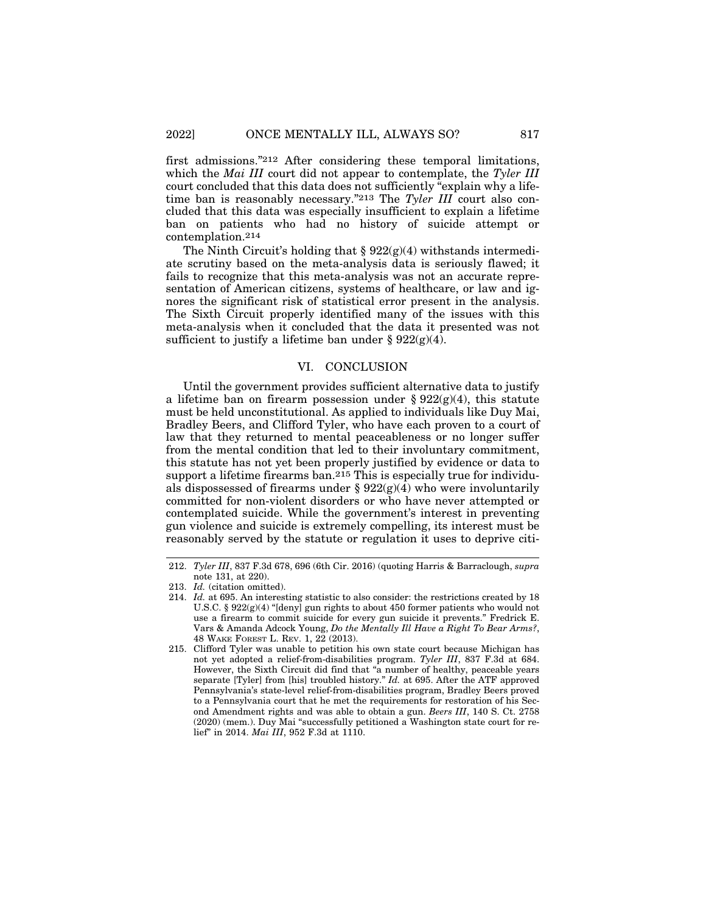first admissions."[212] After considering these temporal limitations, which the *Mai III* court did not appear to contemplate, the *Tyler III* court concluded that this data does not sufficiently "explain why a lifetime ban is reasonably necessary."[213] The *Tyler III* court also concluded that this data was especially insufficient to explain a lifetime ban on patients who had no history of suicide attempt or contemplation.[214]

The Ninth Circuit's holding that § 922(g)(4) withstands intermediate scrutiny based on the meta-analysis data is seriously flawed; it fails to recognize that this meta-analysis was not an accurate representation of American citizens, systems of healthcare, or law and ignores the significant risk of statistical error present in the analysis. The Sixth Circuit properly identified many of the issues with this meta-analysis when it concluded that the data it presented was not sufficient to justify a lifetime ban under § 922(g)(4).

## VI. CONCLUSION

Until the government provides sufficient alternative data to justify a lifetime ban on firearm possession under § 922(g)(4), this statute must be held unconstitutional. As applied to individuals like Duy Mai, Bradley Beers, and Clifford Tyler, who have each proven to a court of law that they returned to mental peaceableness or no longer suffer from the mental condition that led to their involuntary commitment, this statute has not yet been properly justified by evidence or data to support a lifetime firearms ban.[215] This is especially true for individuals dispossessed of firearms under § 922(g)(4) who were involuntarily committed for non-violent disorders or who have never attempted or contemplated suicide. While the government's interest in preventing gun violence and suicide is extremely compelling, its interest must be reasonably served by the statute or regulation it uses to deprive citi-

---

212. *Tyler III*, 837 F.3d 678, 696 (6th Cir. 2016) (quoting Harris & Barraclough, *supra* note 131, at 220).

213. *Id.* (citation omitted).

214. *Id.* at 695. An interesting statistic to also consider: the restrictions created by 18 U.S.C. § 922(g)(4) "[deny] gun rights to about 450 former patients who would not use a firearm to commit suicide for every gun suicide it prevents." Fredrick E. Vars & Amanda Adcock Young, *Do the Mentally Ill Have a Right To Bear Arms?*, 48 WAKE FOREST L. REV. 1, 22 (2013).

215. Clifford Tyler was unable to petition his own state court because Michigan has not yet adopted a relief-from-disabilities program. *Tyler III*, 837 F.3d at 684. However, the Sixth Circuit did find that "a number of healthy, peaceable years separate [Tyler] from [his] troubled history." *Id.* at 695. After the ATF approved Pennsylvania's state-level relief-from-disabilities program, Bradley Beers proved to a Pennsylvania court that he met the requirements for restoration of his Second Amendment rights and was able to obtain a gun. *Beers III*, 140 S. Ct. 2758 (2020) (mem.). Duy Mai "successfully petitioned a Washington state court for relief" in 2014. *Mai III*, 952 F.3d at 1110.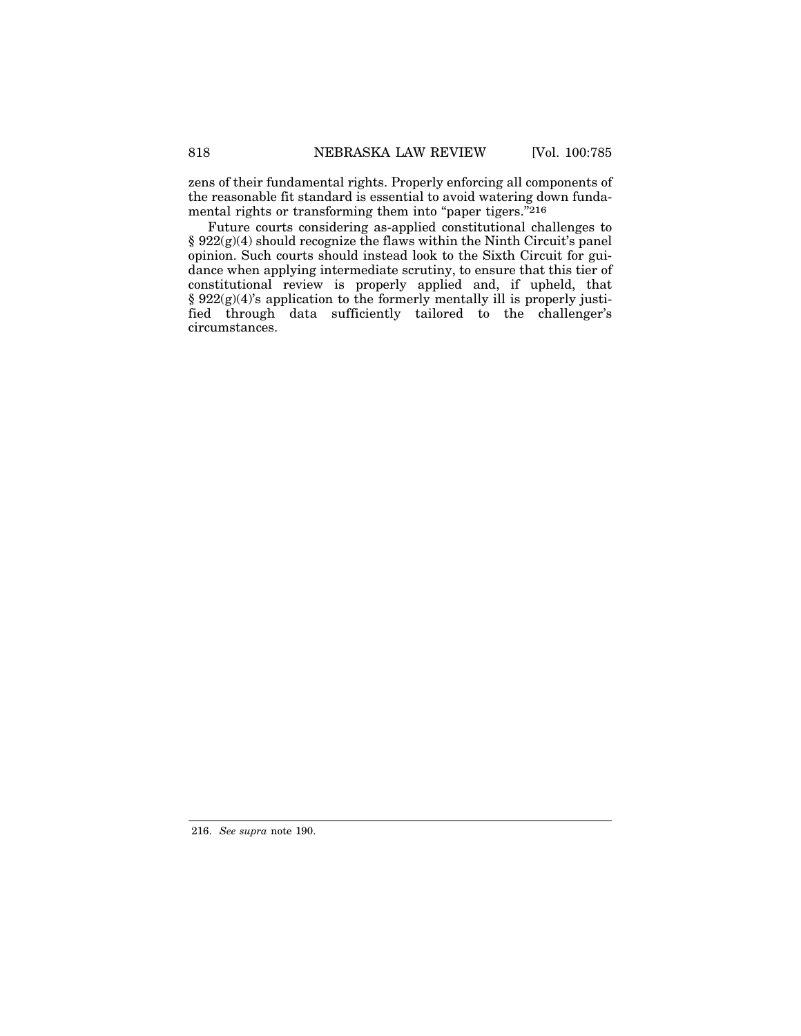zens of their fundamental rights. Properly enforcing all components of the reasonable fit standard is essential to avoid watering down fundamental rights or transforming them into "paper tigers."[216]

Future courts considering as-applied constitutional challenges to § 922(g)(4) should recognize the flaws within the Ninth Circuit's panel opinion. Such courts should instead look to the Sixth Circuit for guidance when applying intermediate scrutiny, to ensure that this tier of constitutional review is properly applied and, if upheld, that § 922(g)(4)'s application to the formerly mentally ill is properly justified through data sufficiently tailored to the challenger's circumstances.

---

216. *See supra* note 190.